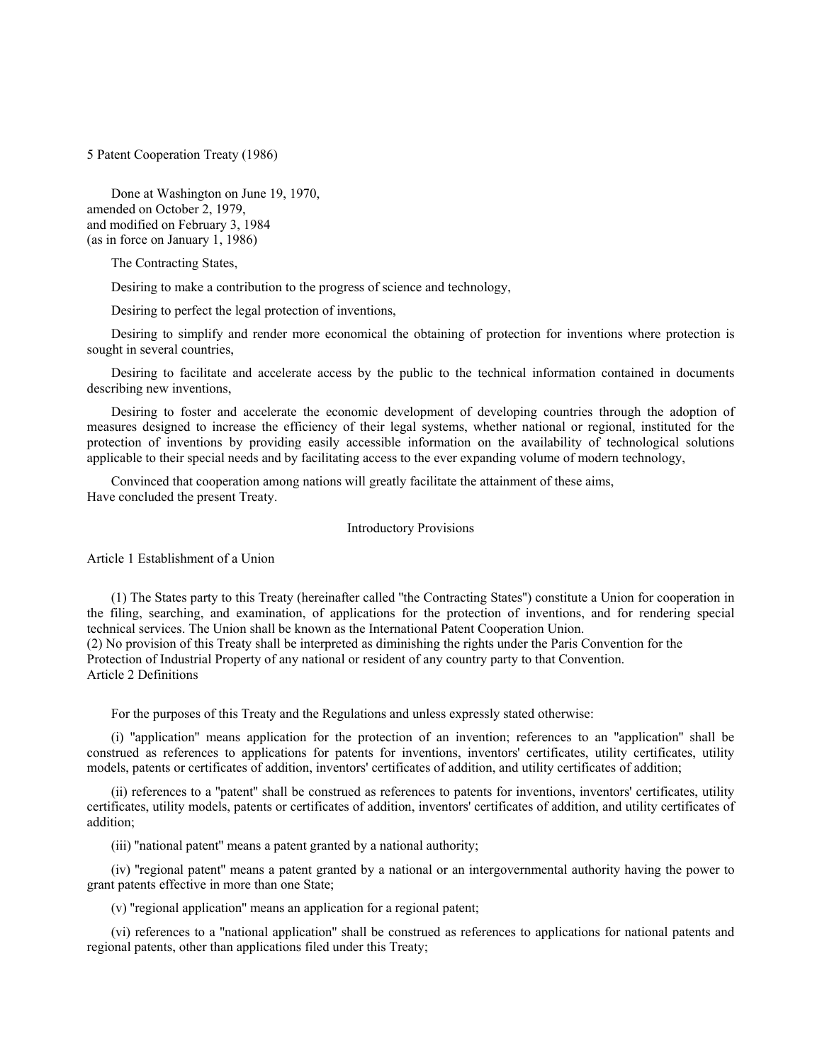# 5 Patent Cooperation Treaty (1986)

Done at Washington on June 19, 1970,
amended on October 2, 1979,
and modified on February 3, 1984
(as in force on January 1, 1986)

The Contracting States,

Desiring to make a contribution to the progress of science and technology,

Desiring to perfect the legal protection of inventions,

Desiring to simplify and render more economical the obtaining of protection for inventions where protection is sought in several countries,

Desiring to facilitate and accelerate access by the public to the technical information contained in documents describing new inventions,

Desiring to foster and accelerate the economic development of developing countries through the adoption of measures designed to increase the efficiency of their legal systems, whether national or regional, instituted for the protection of inventions by providing easily accessible information on the availability of technological solutions applicable to their special needs and by facilitating access to the ever expanding volume of modern technology,

Convinced that cooperation among nations will greatly facilitate the attainment of these aims,
Have concluded the present Treaty.

## Introductory Provisions

### Article 1 Establishment of a Union

(1) The States party to this Treaty (hereinafter called "the Contracting States") constitute a Union for cooperation in the filing, searching, and examination, of applications for the protection of inventions, and for rendering special technical services. The Union shall be known as the International Patent Cooperation Union.
(2) No provision of this Treaty shall be interpreted as diminishing the rights under the Paris Convention for the Protection of Industrial Property of any national or resident of any country party to that Convention.

### Article 2 Definitions

For the purposes of this Treaty and the Regulations and unless expressly stated otherwise:

(i) "application" means application for the protection of an invention; references to an "application" shall be construed as references to applications for patents for inventions, inventors' certificates, utility certificates, utility models, patents or certificates of addition, inventors' certificates of addition, and utility certificates of addition;

(ii) references to a "patent" shall be construed as references to patents for inventions, inventors' certificates, utility certificates, utility models, patents or certificates of addition, inventors' certificates of addition, and utility certificates of addition;

(iii) "national patent" means a patent granted by a national authority;

(iv) "regional patent" means a patent granted by a national or an intergovernmental authority having the power to grant patents effective in more than one State;

(v) "regional application" means an application for a regional patent;

(vi) references to a "national application" shall be construed as references to applications for national patents and regional patents, other than applications filed under this Treaty;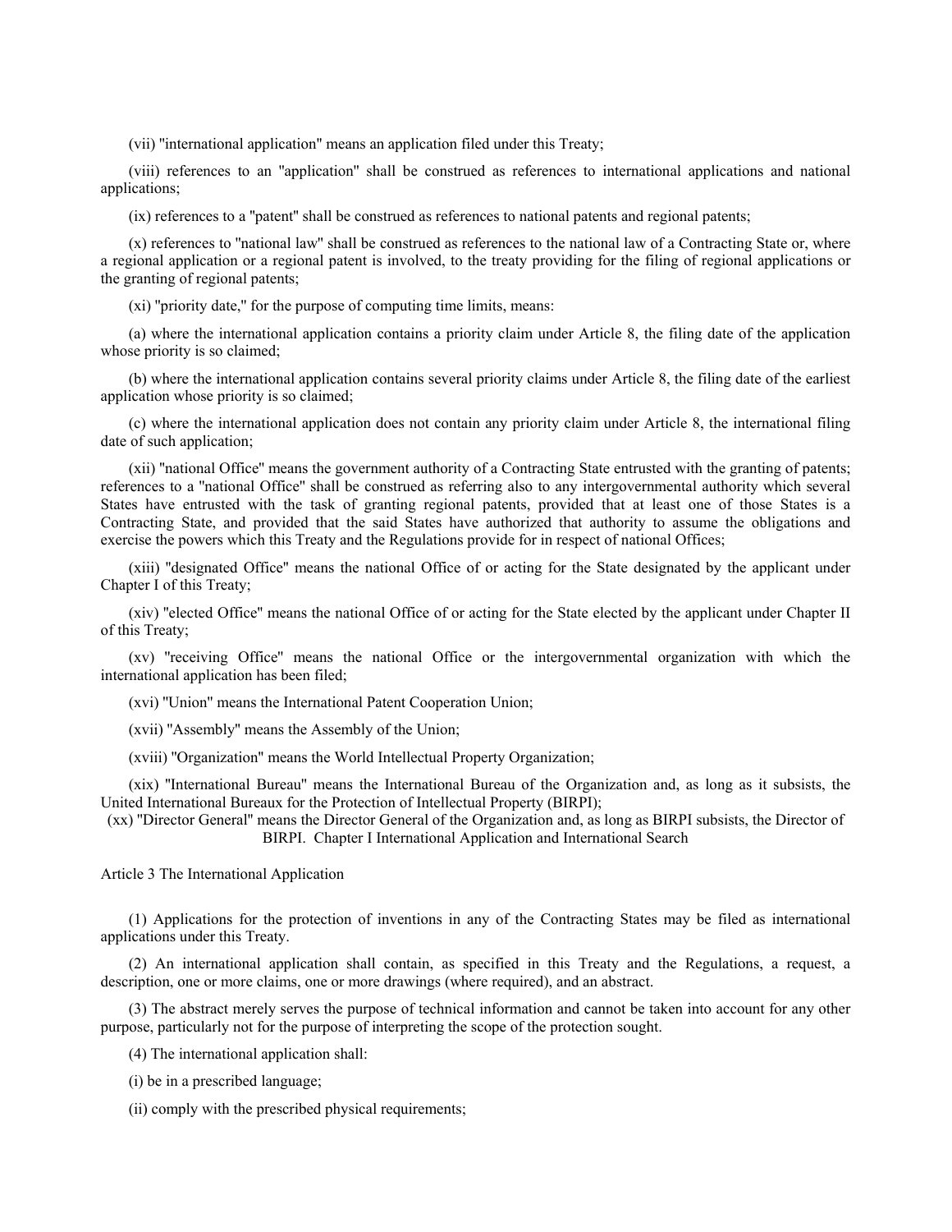(vii) "international application" means an application filed under this Treaty;

(viii) references to an "application" shall be construed as references to international applications and national applications;

(ix) references to a "patent" shall be construed as references to national patents and regional patents;

(x) references to "national law" shall be construed as references to the national law of a Contracting State or, where a regional application or a regional patent is involved, to the treaty providing for the filing of regional applications or the granting of regional patents;

(xi) "priority date," for the purpose of computing time limits, means:

(a) where the international application contains a priority claim under Article 8, the filing date of the application whose priority is so claimed;

(b) where the international application contains several priority claims under Article 8, the filing date of the earliest application whose priority is so claimed;

(c) where the international application does not contain any priority claim under Article 8, the international filing date of such application;

(xii) "national Office" means the government authority of a Contracting State entrusted with the granting of patents; references to a "national Office" shall be construed as referring also to any intergovernmental authority which several States have entrusted with the task of granting regional patents, provided that at least one of those States is a Contracting State, and provided that the said States have authorized that authority to assume the obligations and exercise the powers which this Treaty and the Regulations provide for in respect of national Offices;

(xiii) "designated Office" means the national Office of or acting for the State designated by the applicant under Chapter I of this Treaty;

(xiv) "elected Office" means the national Office of or acting for the State elected by the applicant under Chapter II of this Treaty;

(xv) "receiving Office" means the national Office or the intergovernmental organization with which the international application has been filed;

(xvi) "Union" means the International Patent Cooperation Union;

(xvii) "Assembly" means the Assembly of the Union;

(xviii) "Organization" means the World Intellectual Property Organization;

(xix) "International Bureau" means the International Bureau of the Organization and, as long as it subsists, the United International Bureaux for the Protection of Intellectual Property (BIRPI);

(xx) "Director General" means the Director General of the Organization and, as long as BIRPI subsists, the Director of BIRPI.

## Chapter I International Application and International Search

### Article 3 The International Application

(1) Applications for the protection of inventions in any of the Contracting States may be filed as international applications under this Treaty.

(2) An international application shall contain, as specified in this Treaty and the Regulations, a request, a description, one or more claims, one or more drawings (where required), and an abstract.

(3) The abstract merely serves the purpose of technical information and cannot be taken into account for any other purpose, particularly not for the purpose of interpreting the scope of the protection sought.

(4) The international application shall:

(i) be in a prescribed language;

(ii) comply with the prescribed physical requirements;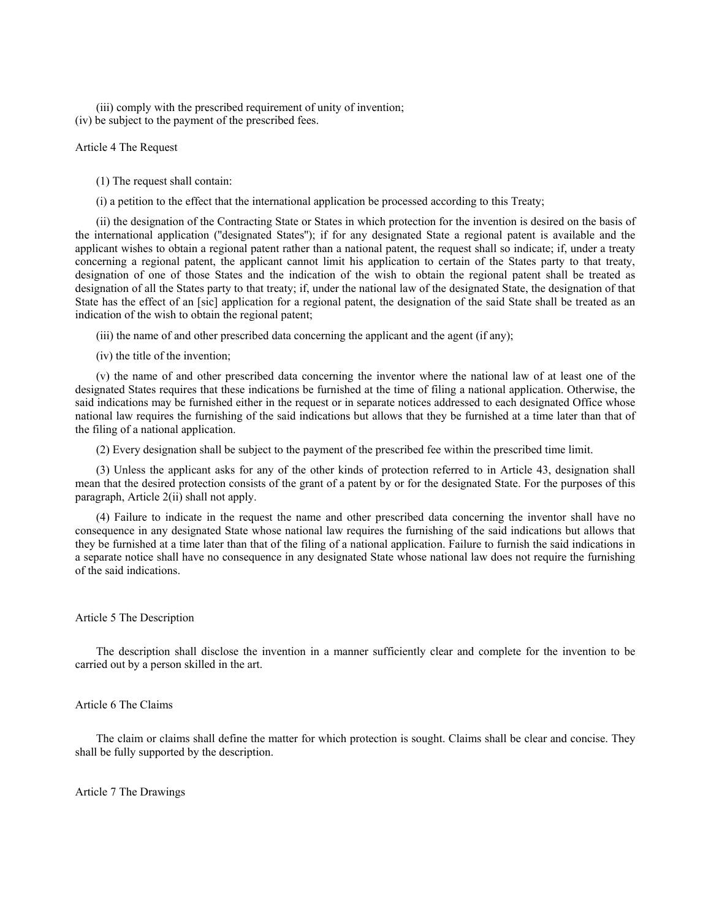(iii) comply with the prescribed requirement of unity of invention;
(iv) be subject to the payment of the prescribed fees.

Article 4 The Request

(1) The request shall contain:

(i) a petition to the effect that the international application be processed according to this Treaty;

(ii) the designation of the Contracting State or States in which protection for the invention is desired on the basis of the international application ("designated States"); if for any designated State a regional patent is available and the applicant wishes to obtain a regional patent rather than a national patent, the request shall so indicate; if, under a treaty concerning a regional patent, the applicant cannot limit his application to certain of the States party to that treaty, designation of one of those States and the indication of the wish to obtain the regional patent shall be treated as designation of all the States party to that treaty; if, under the national law of the designated State, the designation of that State has the effect of an [sic] application for a regional patent, the designation of the said State shall be treated as an indication of the wish to obtain the regional patent;

(iii) the name of and other prescribed data concerning the applicant and the agent (if any);

(iv) the title of the invention;

(v) the name of and other prescribed data concerning the inventor where the national law of at least one of the designated States requires that these indications be furnished at the time of filing a national application. Otherwise, the said indications may be furnished either in the request or in separate notices addressed to each designated Office whose national law requires the furnishing of the said indications but allows that they be furnished at a time later than that of the filing of a national application.

(2) Every designation shall be subject to the payment of the prescribed fee within the prescribed time limit.

(3) Unless the applicant asks for any of the other kinds of protection referred to in Article 43, designation shall mean that the desired protection consists of the grant of a patent by or for the designated State. For the purposes of this paragraph, Article 2(ii) shall not apply.

(4) Failure to indicate in the request the name and other prescribed data concerning the inventor shall have no consequence in any designated State whose national law requires the furnishing of the said indications but allows that they be furnished at a time later than that of the filing of a national application. Failure to furnish the said indications in a separate notice shall have no consequence in any designated State whose national law does not require the furnishing of the said indications.

Article 5 The Description

The description shall disclose the invention in a manner sufficiently clear and complete for the invention to be carried out by a person skilled in the art.

Article 6 The Claims

The claim or claims shall define the matter for which protection is sought. Claims shall be clear and concise. They shall be fully supported by the description.

Article 7 The Drawings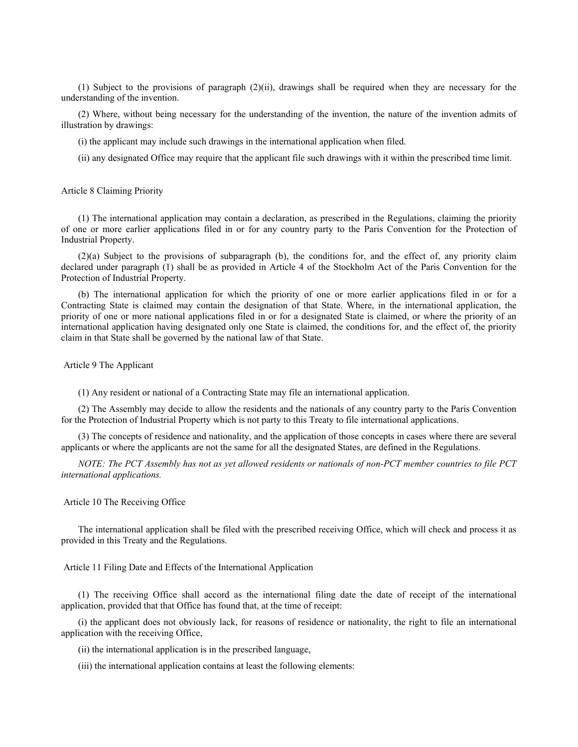(1) Subject to the provisions of paragraph (2)(ii), drawings shall be required when they are necessary for the understanding of the invention.

(2) Where, without being necessary for the understanding of the invention, the nature of the invention admits of illustration by drawings:

(i) the applicant may include such drawings in the international application when filed.

(ii) any designated Office may require that the applicant file such drawings with it within the prescribed time limit.

## Article 8 Claiming Priority

(1) The international application may contain a declaration, as prescribed in the Regulations, claiming the priority of one or more earlier applications filed in or for any country party to the Paris Convention for the Protection of Industrial Property.

(2)(a) Subject to the provisions of subparagraph (b), the conditions for, and the effect of, any priority claim declared under paragraph (1) shall be as provided in Article 4 of the Stockholm Act of the Paris Convention for the Protection of Industrial Property.

(b) The international application for which the priority of one or more earlier applications filed in or for a Contracting State is claimed may contain the designation of that State. Where, in the international application, the priority of one or more national applications filed in or for a designated State is claimed, or where the priority of an international application having designated only one State is claimed, the conditions for, and the effect of, the priority claim in that State shall be governed by the national law of that State.

## Article 9 The Applicant

(1) Any resident or national of a Contracting State may file an international application.

(2) The Assembly may decide to allow the residents and the nationals of any country party to the Paris Convention for the Protection of Industrial Property which is not party to this Treaty to file international applications.

(3) The concepts of residence and nationality, and the application of those concepts in cases where there are several applicants or where the applicants are not the same for all the designated States, are defined in the Regulations.

*NOTE: The PCT Assembly has not as yet allowed residents or nationals of non-PCT member countries to file PCT international applications.*

## Article 10 The Receiving Office

The international application shall be filed with the prescribed receiving Office, which will check and process it as provided in this Treaty and the Regulations.

## Article 11 Filing Date and Effects of the International Application

(1) The receiving Office shall accord as the international filing date the date of receipt of the international application, provided that that Office has found that, at the time of receipt:

(i) the applicant does not obviously lack, for reasons of residence or nationality, the right to file an international application with the receiving Office,

(ii) the international application is in the prescribed language,

(iii) the international application contains at least the following elements: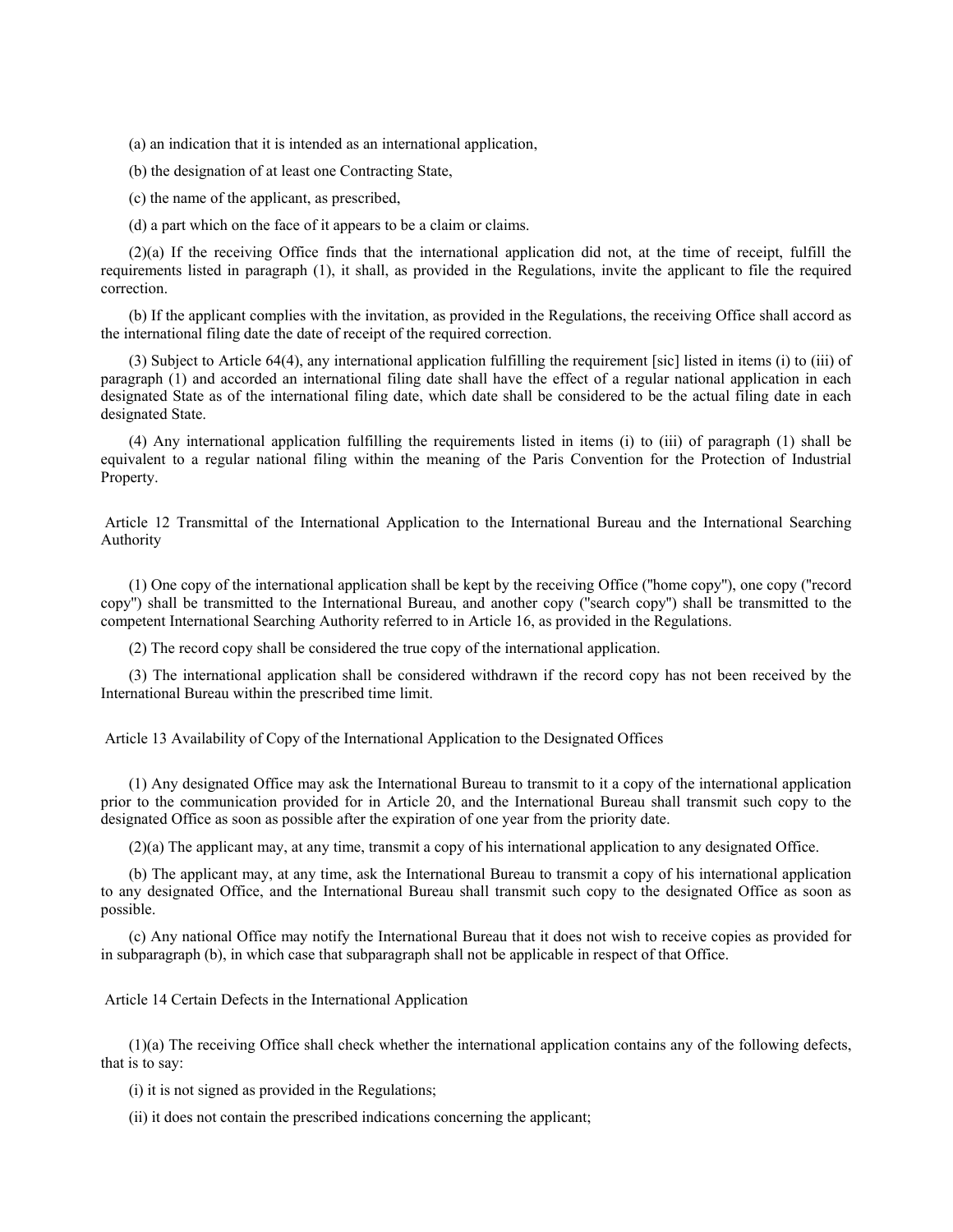(a) an indication that it is intended as an international application,

(b) the designation of at least one Contracting State,

(c) the name of the applicant, as prescribed,

(d) a part which on the face of it appears to be a claim or claims.

(2)(a) If the receiving Office finds that the international application did not, at the time of receipt, fulfill the requirements listed in paragraph (1), it shall, as provided in the Regulations, invite the applicant to file the required correction.

(b) If the applicant complies with the invitation, as provided in the Regulations, the receiving Office shall accord as the international filing date the date of receipt of the required correction.

(3) Subject to Article 64(4), any international application fulfilling the requirement [sic] listed in items (i) to (iii) of paragraph (1) and accorded an international filing date shall have the effect of a regular national application in each designated State as of the international filing date, which date shall be considered to be the actual filing date in each designated State.

(4) Any international application fulfilling the requirements listed in items (i) to (iii) of paragraph (1) shall be equivalent to a regular national filing within the meaning of the Paris Convention for the Protection of Industrial Property.

## Article 12 Transmittal of the International Application to the International Bureau and the International Searching Authority

(1) One copy of the international application shall be kept by the receiving Office ("home copy"), one copy ("record copy") shall be transmitted to the International Bureau, and another copy ("search copy") shall be transmitted to the competent International Searching Authority referred to in Article 16, as provided in the Regulations.

(2) The record copy shall be considered the true copy of the international application.

(3) The international application shall be considered withdrawn if the record copy has not been received by the International Bureau within the prescribed time limit.

## Article 13 Availability of Copy of the International Application to the Designated Offices

(1) Any designated Office may ask the International Bureau to transmit to it a copy of the international application prior to the communication provided for in Article 20, and the International Bureau shall transmit such copy to the designated Office as soon as possible after the expiration of one year from the priority date.

(2)(a) The applicant may, at any time, transmit a copy of his international application to any designated Office.

(b) The applicant may, at any time, ask the International Bureau to transmit a copy of his international application to any designated Office, and the International Bureau shall transmit such copy to the designated Office as soon as possible.

(c) Any national Office may notify the International Bureau that it does not wish to receive copies as provided for in subparagraph (b), in which case that subparagraph shall not be applicable in respect of that Office.

## Article 14 Certain Defects in the International Application

(1)(a) The receiving Office shall check whether the international application contains any of the following defects, that is to say:

(i) it is not signed as provided in the Regulations;

(ii) it does not contain the prescribed indications concerning the applicant;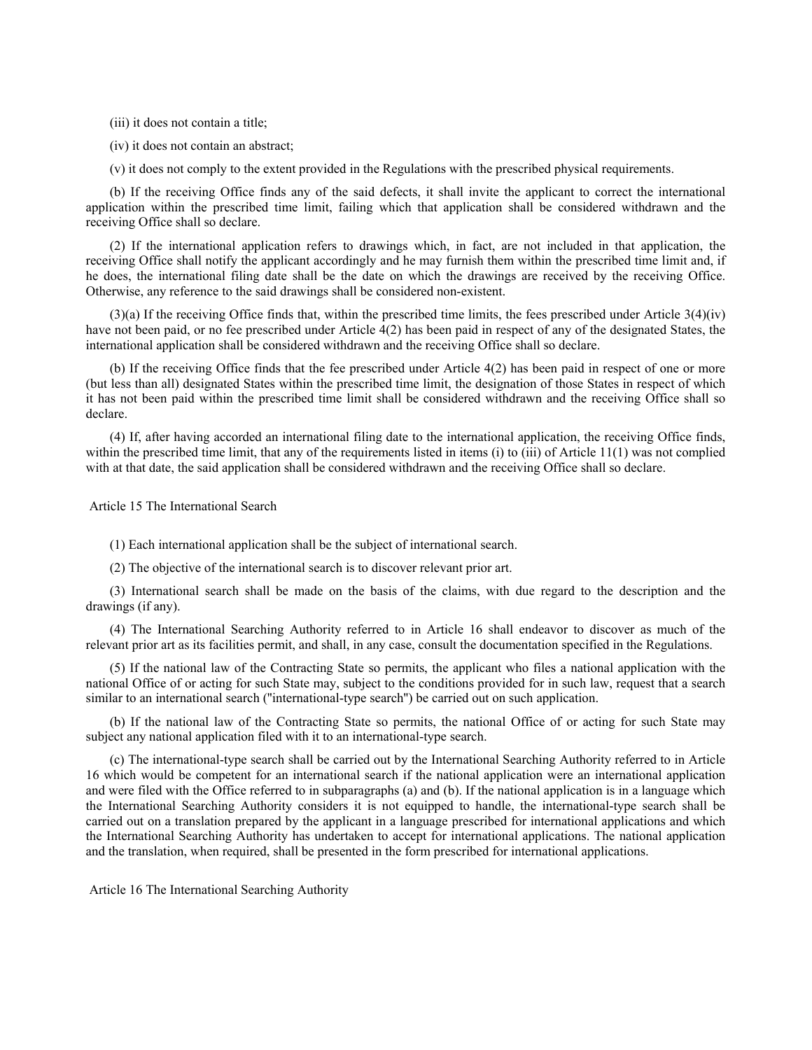(iii) it does not contain a title;

(iv) it does not contain an abstract;

(v) it does not comply to the extent provided in the Regulations with the prescribed physical requirements.

(b) If the receiving Office finds any of the said defects, it shall invite the applicant to correct the international application within the prescribed time limit, failing which that application shall be considered withdrawn and the receiving Office shall so declare.

(2) If the international application refers to drawings which, in fact, are not included in that application, the receiving Office shall notify the applicant accordingly and he may furnish them within the prescribed time limit and, if he does, the international filing date shall be the date on which the drawings are received by the receiving Office. Otherwise, any reference to the said drawings shall be considered non-existent.

(3)(a) If the receiving Office finds that, within the prescribed time limits, the fees prescribed under Article 3(4)(iv) have not been paid, or no fee prescribed under Article 4(2) has been paid in respect of any of the designated States, the international application shall be considered withdrawn and the receiving Office shall so declare.

(b) If the receiving Office finds that the fee prescribed under Article 4(2) has been paid in respect of one or more (but less than all) designated States within the prescribed time limit, the designation of those States in respect of which it has not been paid within the prescribed time limit shall be considered withdrawn and the receiving Office shall so declare.

(4) If, after having accorded an international filing date to the international application, the receiving Office finds, within the prescribed time limit, that any of the requirements listed in items (i) to (iii) of Article 11(1) was not complied with at that date, the said application shall be considered withdrawn and the receiving Office shall so declare.

## Article 15 The International Search

(1) Each international application shall be the subject of international search.

(2) The objective of the international search is to discover relevant prior art.

(3) International search shall be made on the basis of the claims, with due regard to the description and the drawings (if any).

(4) The International Searching Authority referred to in Article 16 shall endeavor to discover as much of the relevant prior art as its facilities permit, and shall, in any case, consult the documentation specified in the Regulations.

(5) If the national law of the Contracting State so permits, the applicant who files a national application with the national Office of or acting for such State may, subject to the conditions provided for in such law, request that a search similar to an international search ("international-type search") be carried out on such application.

(b) If the national law of the Contracting State so permits, the national Office of or acting for such State may subject any national application filed with it to an international-type search.

(c) The international-type search shall be carried out by the International Searching Authority referred to in Article 16 which would be competent for an international search if the national application were an international application and were filed with the Office referred to in subparagraphs (a) and (b). If the national application is in a language which the International Searching Authority considers it is not equipped to handle, the international-type search shall be carried out on a translation prepared by the applicant in a language prescribed for international applications and which the International Searching Authority has undertaken to accept for international applications. The national application and the translation, when required, shall be presented in the form prescribed for international applications.

## Article 16 The International Searching Authority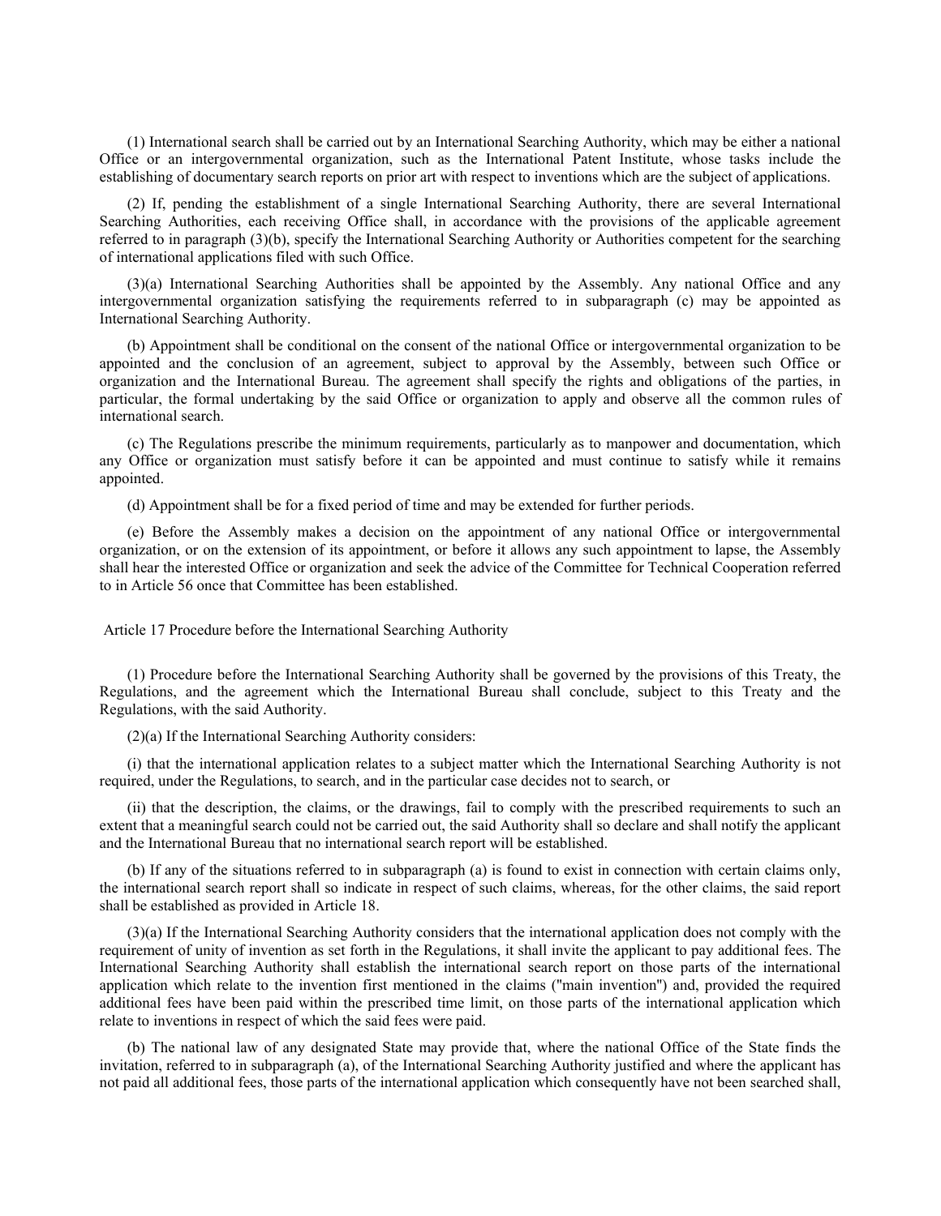(1) International search shall be carried out by an International Searching Authority, which may be either a national Office or an intergovernmental organization, such as the International Patent Institute, whose tasks include the establishing of documentary search reports on prior art with respect to inventions which are the subject of applications.

(2) If, pending the establishment of a single International Searching Authority, there are several International Searching Authorities, each receiving Office shall, in accordance with the provisions of the applicable agreement referred to in paragraph (3)(b), specify the International Searching Authority or Authorities competent for the searching of international applications filed with such Office.

(3)(a) International Searching Authorities shall be appointed by the Assembly. Any national Office and any intergovernmental organization satisfying the requirements referred to in subparagraph (c) may be appointed as International Searching Authority.

(b) Appointment shall be conditional on the consent of the national Office or intergovernmental organization to be appointed and the conclusion of an agreement, subject to approval by the Assembly, between such Office or organization and the International Bureau. The agreement shall specify the rights and obligations of the parties, in particular, the formal undertaking by the said Office or organization to apply and observe all the common rules of international search.

(c) The Regulations prescribe the minimum requirements, particularly as to manpower and documentation, which any Office or organization must satisfy before it can be appointed and must continue to satisfy while it remains appointed.

(d) Appointment shall be for a fixed period of time and may be extended for further periods.

(e) Before the Assembly makes a decision on the appointment of any national Office or intergovernmental organization, or on the extension of its appointment, or before it allows any such appointment to lapse, the Assembly shall hear the interested Office or organization and seek the advice of the Committee for Technical Cooperation referred to in Article 56 once that Committee has been established.

## Article 17 Procedure before the International Searching Authority

(1) Procedure before the International Searching Authority shall be governed by the provisions of this Treaty, the Regulations, and the agreement which the International Bureau shall conclude, subject to this Treaty and the Regulations, with the said Authority.

(2)(a) If the International Searching Authority considers:

(i) that the international application relates to a subject matter which the International Searching Authority is not required, under the Regulations, to search, and in the particular case decides not to search, or

(ii) that the description, the claims, or the drawings, fail to comply with the prescribed requirements to such an extent that a meaningful search could not be carried out, the said Authority shall so declare and shall notify the applicant and the International Bureau that no international search report will be established.

(b) If any of the situations referred to in subparagraph (a) is found to exist in connection with certain claims only, the international search report shall so indicate in respect of such claims, whereas, for the other claims, the said report shall be established as provided in Article 18.

(3)(a) If the International Searching Authority considers that the international application does not comply with the requirement of unity of invention as set forth in the Regulations, it shall invite the applicant to pay additional fees. The International Searching Authority shall establish the international search report on those parts of the international application which relate to the invention first mentioned in the claims ("main invention") and, provided the required additional fees have been paid within the prescribed time limit, on those parts of the international application which relate to inventions in respect of which the said fees were paid.

(b) The national law of any designated State may provide that, where the national Office of the State finds the invitation, referred to in subparagraph (a), of the International Searching Authority justified and where the applicant has not paid all additional fees, those parts of the international application which consequently have not been searched shall,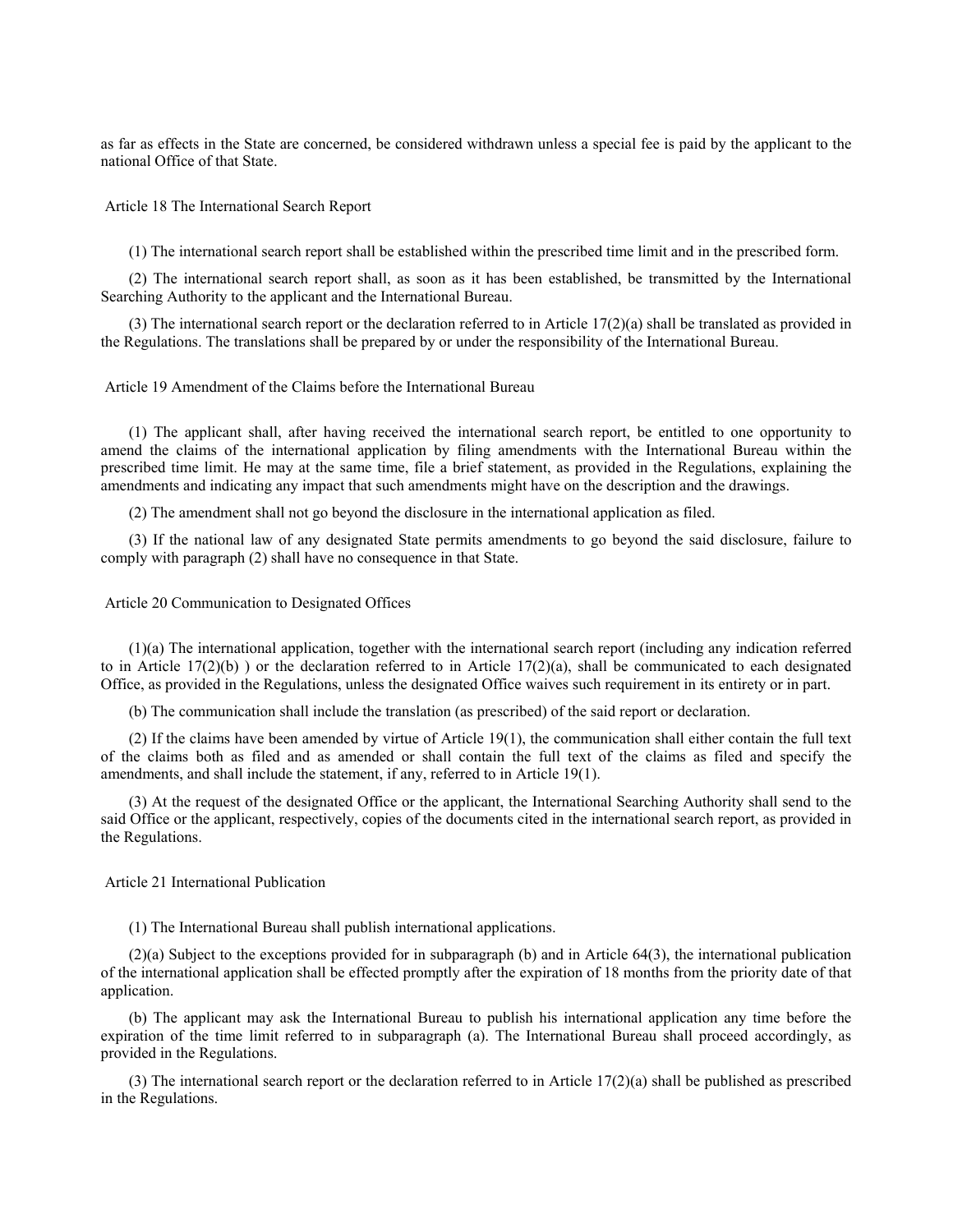as far as effects in the State are concerned, be considered withdrawn unless a special fee is paid by the applicant to the national Office of that State.

## Article 18 The International Search Report

(1) The international search report shall be established within the prescribed time limit and in the prescribed form.

(2) The international search report shall, as soon as it has been established, be transmitted by the International Searching Authority to the applicant and the International Bureau.

(3) The international search report or the declaration referred to in Article 17(2)(a) shall be translated as provided in the Regulations. The translations shall be prepared by or under the responsibility of the International Bureau.

## Article 19 Amendment of the Claims before the International Bureau

(1) The applicant shall, after having received the international search report, be entitled to one opportunity to amend the claims of the international application by filing amendments with the International Bureau within the prescribed time limit. He may at the same time, file a brief statement, as provided in the Regulations, explaining the amendments and indicating any impact that such amendments might have on the description and the drawings.

(2) The amendment shall not go beyond the disclosure in the international application as filed.

(3) If the national law of any designated State permits amendments to go beyond the said disclosure, failure to comply with paragraph (2) shall have no consequence in that State.

## Article 20 Communication to Designated Offices

(1)(a) The international application, together with the international search report (including any indication referred to in Article 17(2)(b) ) or the declaration referred to in Article 17(2)(a), shall be communicated to each designated Office, as provided in the Regulations, unless the designated Office waives such requirement in its entirety or in part.

(b) The communication shall include the translation (as prescribed) of the said report or declaration.

(2) If the claims have been amended by virtue of Article 19(1), the communication shall either contain the full text of the claims both as filed and as amended or shall contain the full text of the claims as filed and specify the amendments, and shall include the statement, if any, referred to in Article 19(1).

(3) At the request of the designated Office or the applicant, the International Searching Authority shall send to the said Office or the applicant, respectively, copies of the documents cited in the international search report, as provided in the Regulations.

## Article 21 International Publication

(1) The International Bureau shall publish international applications.

(2)(a) Subject to the exceptions provided for in subparagraph (b) and in Article 64(3), the international publication of the international application shall be effected promptly after the expiration of 18 months from the priority date of that application.

(b) The applicant may ask the International Bureau to publish his international application any time before the expiration of the time limit referred to in subparagraph (a). The International Bureau shall proceed accordingly, as provided in the Regulations.

(3) The international search report or the declaration referred to in Article 17(2)(a) shall be published as prescribed in the Regulations.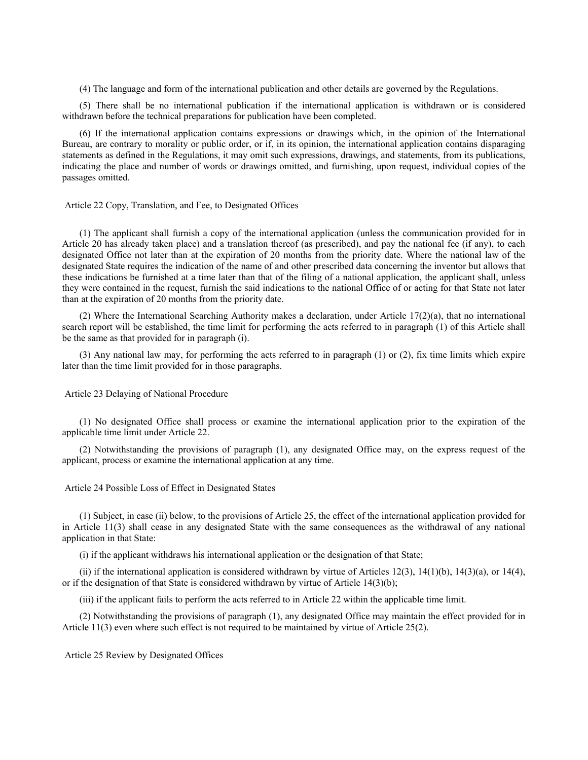(4) The language and form of the international publication and other details are governed by the Regulations.

(5) There shall be no international publication if the international application is withdrawn or is considered withdrawn before the technical preparations for publication have been completed.

(6) If the international application contains expressions or drawings which, in the opinion of the International Bureau, are contrary to morality or public order, or if, in its opinion, the international application contains disparaging statements as defined in the Regulations, it may omit such expressions, drawings, and statements, from its publications, indicating the place and number of words or drawings omitted, and furnishing, upon request, individual copies of the passages omitted.

### Article 22 Copy, Translation, and Fee, to Designated Offices

(1) The applicant shall furnish a copy of the international application (unless the communication provided for in Article 20 has already taken place) and a translation thereof (as prescribed), and pay the national fee (if any), to each designated Office not later than at the expiration of 20 months from the priority date. Where the national law of the designated State requires the indication of the name of and other prescribed data concerning the inventor but allows that these indications be furnished at a time later than that of the filing of a national application, the applicant shall, unless they were contained in the request, furnish the said indications to the national Office of or acting for that State not later than at the expiration of 20 months from the priority date.

(2) Where the International Searching Authority makes a declaration, under Article 17(2)(a), that no international search report will be established, the time limit for performing the acts referred to in paragraph (1) of this Article shall be the same as that provided for in paragraph (i).

(3) Any national law may, for performing the acts referred to in paragraph (1) or (2), fix time limits which expire later than the time limit provided for in those paragraphs.

### Article 23 Delaying of National Procedure

(1) No designated Office shall process or examine the international application prior to the expiration of the applicable time limit under Article 22.

(2) Notwithstanding the provisions of paragraph (1), any designated Office may, on the express request of the applicant, process or examine the international application at any time.

### Article 24 Possible Loss of Effect in Designated States

(1) Subject, in case (ii) below, to the provisions of Article 25, the effect of the international application provided for in Article 11(3) shall cease in any designated State with the same consequences as the withdrawal of any national application in that State:

(i) if the applicant withdraws his international application or the designation of that State;

(ii) if the international application is considered withdrawn by virtue of Articles 12(3), 14(1)(b), 14(3)(a), or 14(4), or if the designation of that State is considered withdrawn by virtue of Article 14(3)(b);

(iii) if the applicant fails to perform the acts referred to in Article 22 within the applicable time limit.

(2) Notwithstanding the provisions of paragraph (1), any designated Office may maintain the effect provided for in Article 11(3) even where such effect is not required to be maintained by virtue of Article 25(2).

### Article 25 Review by Designated Offices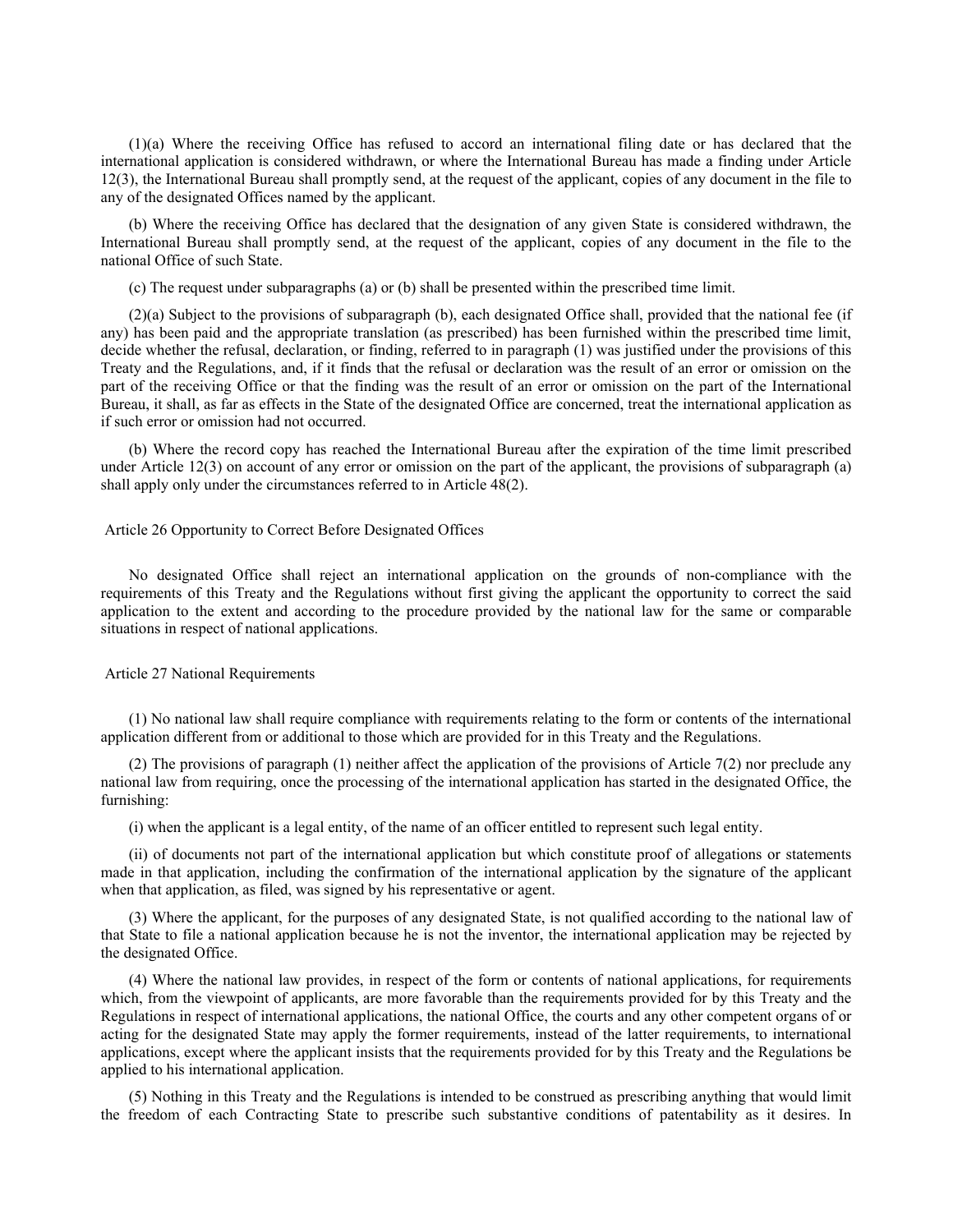(1)(a) Where the receiving Office has refused to accord an international filing date or has declared that the international application is considered withdrawn, or where the International Bureau has made a finding under Article 12(3), the International Bureau shall promptly send, at the request of the applicant, copies of any document in the file to any of the designated Offices named by the applicant.

(b) Where the receiving Office has declared that the designation of any given State is considered withdrawn, the International Bureau shall promptly send, at the request of the applicant, copies of any document in the file to the national Office of such State.

(c) The request under subparagraphs (a) or (b) shall be presented within the prescribed time limit.

(2)(a) Subject to the provisions of subparagraph (b), each designated Office shall, provided that the national fee (if any) has been paid and the appropriate translation (as prescribed) has been furnished within the prescribed time limit, decide whether the refusal, declaration, or finding, referred to in paragraph (1) was justified under the provisions of this Treaty and the Regulations, and, if it finds that the refusal or declaration was the result of an error or omission on the part of the receiving Office or that the finding was the result of an error or omission on the part of the International Bureau, it shall, as far as effects in the State of the designated Office are concerned, treat the international application as if such error or omission had not occurred.

(b) Where the record copy has reached the International Bureau after the expiration of the time limit prescribed under Article 12(3) on account of any error or omission on the part of the applicant, the provisions of subparagraph (a) shall apply only under the circumstances referred to in Article 48(2).

## Article 26 Opportunity to Correct Before Designated Offices

No designated Office shall reject an international application on the grounds of non-compliance with the requirements of this Treaty and the Regulations without first giving the applicant the opportunity to correct the said application to the extent and according to the procedure provided by the national law for the same or comparable situations in respect of national applications.

## Article 27 National Requirements

(1) No national law shall require compliance with requirements relating to the form or contents of the international application different from or additional to those which are provided for in this Treaty and the Regulations.

(2) The provisions of paragraph (1) neither affect the application of the provisions of Article 7(2) nor preclude any national law from requiring, once the processing of the international application has started in the designated Office, the furnishing:

(i) when the applicant is a legal entity, of the name of an officer entitled to represent such legal entity.

(ii) of documents not part of the international application but which constitute proof of allegations or statements made in that application, including the confirmation of the international application by the signature of the applicant when that application, as filed, was signed by his representative or agent.

(3) Where the applicant, for the purposes of any designated State, is not qualified according to the national law of that State to file a national application because he is not the inventor, the international application may be rejected by the designated Office.

(4) Where the national law provides, in respect of the form or contents of national applications, for requirements which, from the viewpoint of applicants, are more favorable than the requirements provided for by this Treaty and the Regulations in respect of international applications, the national Office, the courts and any other competent organs of or acting for the designated State may apply the former requirements, instead of the latter requirements, to international applications, except where the applicant insists that the requirements provided for by this Treaty and the Regulations be applied to his international application.

(5) Nothing in this Treaty and the Regulations is intended to be construed as prescribing anything that would limit the freedom of each Contracting State to prescribe such substantive conditions of patentability as it desires. In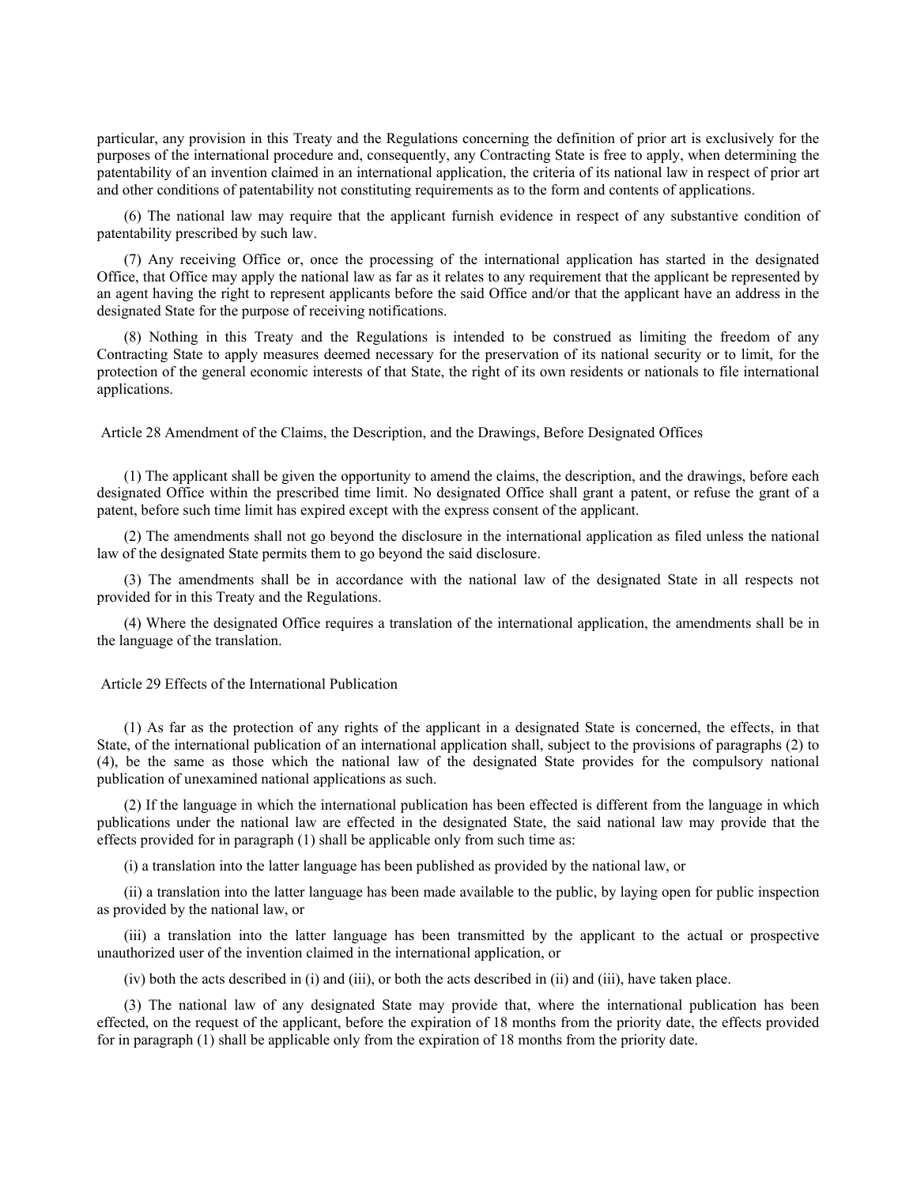particular, any provision in this Treaty and the Regulations concerning the definition of prior art is exclusively for the purposes of the international procedure and, consequently, any Contracting State is free to apply, when determining the patentability of an invention claimed in an international application, the criteria of its national law in respect of prior art and other conditions of patentability not constituting requirements as to the form and contents of applications.

(6) The national law may require that the applicant furnish evidence in respect of any substantive condition of patentability prescribed by such law.

(7) Any receiving Office or, once the processing of the international application has started in the designated Office, that Office may apply the national law as far as it relates to any requirement that the applicant be represented by an agent having the right to represent applicants before the said Office and/or that the applicant have an address in the designated State for the purpose of receiving notifications.

(8) Nothing in this Treaty and the Regulations is intended to be construed as limiting the freedom of any Contracting State to apply measures deemed necessary for the preservation of its national security or to limit, for the protection of the general economic interests of that State, the right of its own residents or nationals to file international applications.

## Article 28 Amendment of the Claims, the Description, and the Drawings, Before Designated Offices

(1) The applicant shall be given the opportunity to amend the claims, the description, and the drawings, before each designated Office within the prescribed time limit. No designated Office shall grant a patent, or refuse the grant of a patent, before such time limit has expired except with the express consent of the applicant.

(2) The amendments shall not go beyond the disclosure in the international application as filed unless the national law of the designated State permits them to go beyond the said disclosure.

(3) The amendments shall be in accordance with the national law of the designated State in all respects not provided for in this Treaty and the Regulations.

(4) Where the designated Office requires a translation of the international application, the amendments shall be in the language of the translation.

## Article 29 Effects of the International Publication

(1) As far as the protection of any rights of the applicant in a designated State is concerned, the effects, in that State, of the international publication of an international application shall, subject to the provisions of paragraphs (2) to (4), be the same as those which the national law of the designated State provides for the compulsory national publication of unexamined national applications as such.

(2) If the language in which the international publication has been effected is different from the language in which publications under the national law are effected in the designated State, the said national law may provide that the effects provided for in paragraph (1) shall be applicable only from such time as:

(i) a translation into the latter language has been published as provided by the national law, or

(ii) a translation into the latter language has been made available to the public, by laying open for public inspection as provided by the national law, or

(iii) a translation into the latter language has been transmitted by the applicant to the actual or prospective unauthorized user of the invention claimed in the international application, or

(iv) both the acts described in (i) and (iii), or both the acts described in (ii) and (iii), have taken place.

(3) The national law of any designated State may provide that, where the international publication has been effected, on the request of the applicant, before the expiration of 18 months from the priority date, the effects provided for in paragraph (1) shall be applicable only from the expiration of 18 months from the priority date.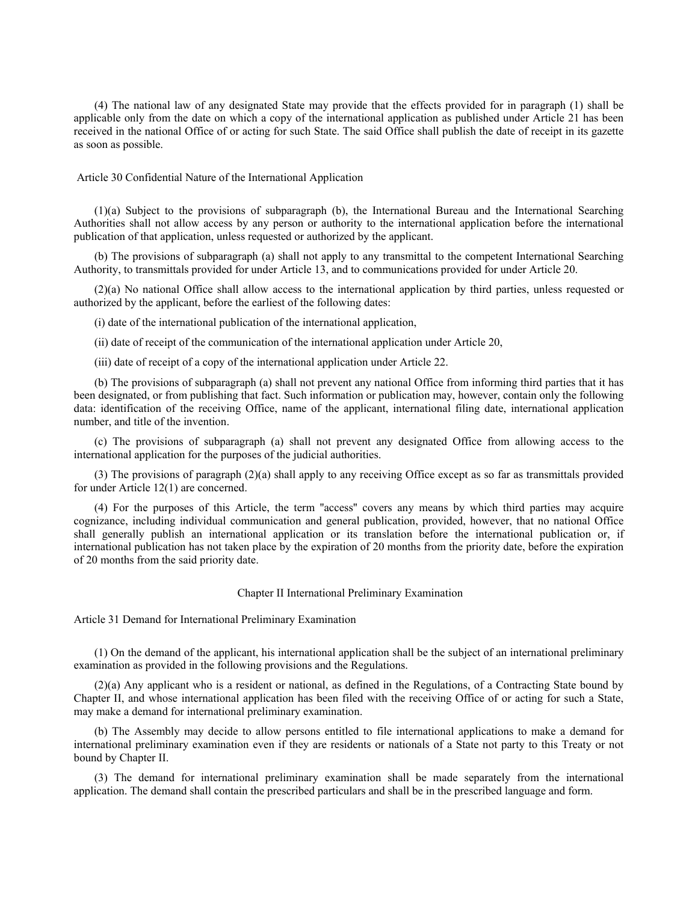(4) The national law of any designated State may provide that the effects provided for in paragraph (1) shall be applicable only from the date on which a copy of the international application as published under Article 21 has been received in the national Office of or acting for such State. The said Office shall publish the date of receipt in its gazette as soon as possible.

### Article 30 Confidential Nature of the International Application

(1)(a) Subject to the provisions of subparagraph (b), the International Bureau and the International Searching Authorities shall not allow access by any person or authority to the international application before the international publication of that application, unless requested or authorized by the applicant.

(b) The provisions of subparagraph (a) shall not apply to any transmittal to the competent International Searching Authority, to transmittals provided for under Article 13, and to communications provided for under Article 20.

(2)(a) No national Office shall allow access to the international application by third parties, unless requested or authorized by the applicant, before the earliest of the following dates:

(i) date of the international publication of the international application,

(ii) date of receipt of the communication of the international application under Article 20,

(iii) date of receipt of a copy of the international application under Article 22.

(b) The provisions of subparagraph (a) shall not prevent any national Office from informing third parties that it has been designated, or from publishing that fact. Such information or publication may, however, contain only the following data: identification of the receiving Office, name of the applicant, international filing date, international application number, and title of the invention.

(c) The provisions of subparagraph (a) shall not prevent any designated Office from allowing access to the international application for the purposes of the judicial authorities.

(3) The provisions of paragraph (2)(a) shall apply to any receiving Office except as so far as transmittals provided for under Article 12(1) are concerned.

(4) For the purposes of this Article, the term "access" covers any means by which third parties may acquire cognizance, including individual communication and general publication, provided, however, that no national Office shall generally publish an international application or its translation before the international publication or, if international publication has not taken place by the expiration of 20 months from the priority date, before the expiration of 20 months from the said priority date.

## Chapter II International Preliminary Examination

### Article 31 Demand for International Preliminary Examination

(1) On the demand of the applicant, his international application shall be the subject of an international preliminary examination as provided in the following provisions and the Regulations.

(2)(a) Any applicant who is a resident or national, as defined in the Regulations, of a Contracting State bound by Chapter II, and whose international application has been filed with the receiving Office of or acting for such a State, may make a demand for international preliminary examination.

(b) The Assembly may decide to allow persons entitled to file international applications to make a demand for international preliminary examination even if they are residents or nationals of a State not party to this Treaty or not bound by Chapter II.

(3) The demand for international preliminary examination shall be made separately from the international application. The demand shall contain the prescribed particulars and shall be in the prescribed language and form.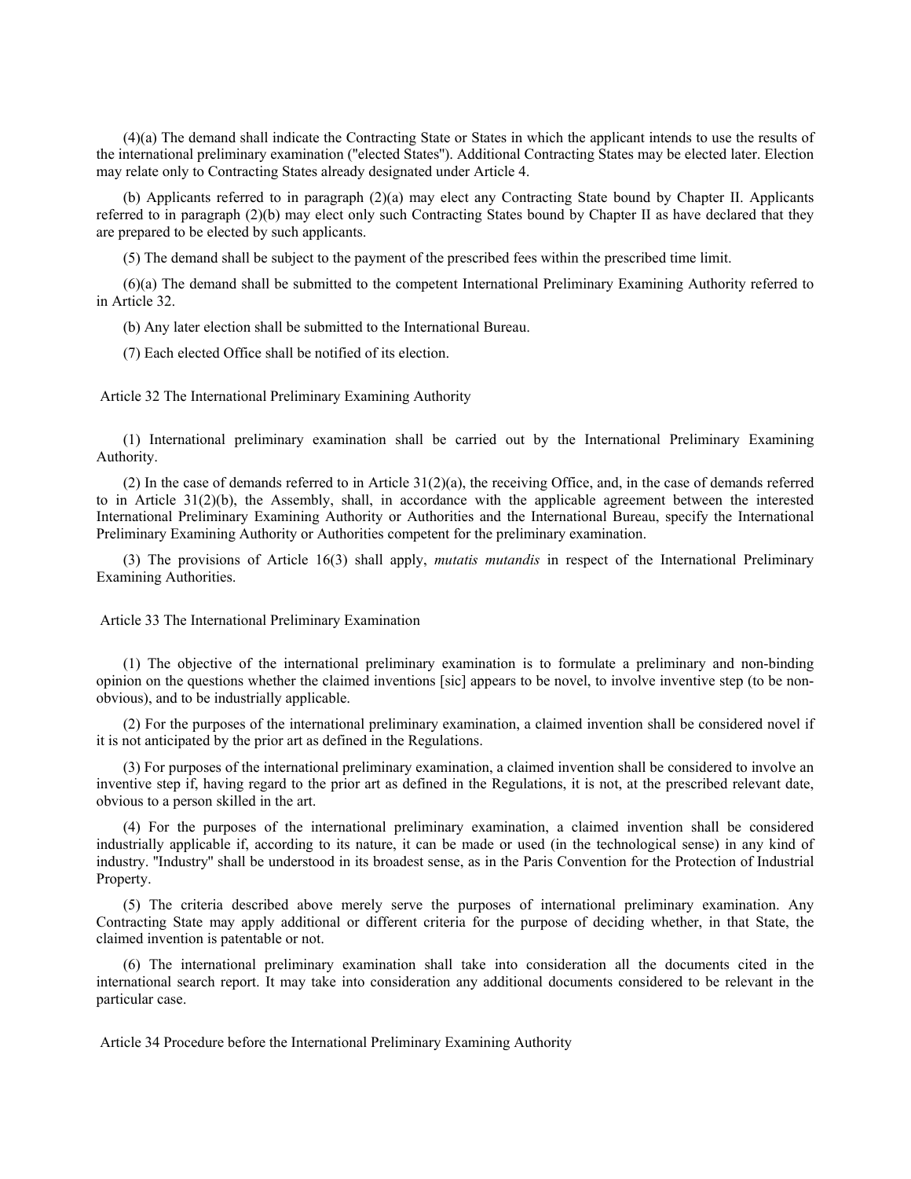(4)(a) The demand shall indicate the Contracting State or States in which the applicant intends to use the results of the international preliminary examination ("elected States"). Additional Contracting States may be elected later. Election may relate only to Contracting States already designated under Article 4.

(b) Applicants referred to in paragraph (2)(a) may elect any Contracting State bound by Chapter II. Applicants referred to in paragraph (2)(b) may elect only such Contracting States bound by Chapter II as have declared that they are prepared to be elected by such applicants.

(5) The demand shall be subject to the payment of the prescribed fees within the prescribed time limit.

(6)(a) The demand shall be submitted to the competent International Preliminary Examining Authority referred to in Article 32.

(b) Any later election shall be submitted to the International Bureau.

(7) Each elected Office shall be notified of its election.

## Article 32 The International Preliminary Examining Authority

(1) International preliminary examination shall be carried out by the International Preliminary Examining Authority.

(2) In the case of demands referred to in Article 31(2)(a), the receiving Office, and, in the case of demands referred to in Article 31(2)(b), the Assembly, shall, in accordance with the applicable agreement between the interested International Preliminary Examining Authority or Authorities and the International Bureau, specify the International Preliminary Examining Authority or Authorities competent for the preliminary examination.

(3) The provisions of Article 16(3) shall apply, *mutatis mutandis* in respect of the International Preliminary Examining Authorities.

## Article 33 The International Preliminary Examination

(1) The objective of the international preliminary examination is to formulate a preliminary and non-binding opinion on the questions whether the claimed inventions [sic] appears to be novel, to involve inventive step (to be non-obvious), and to be industrially applicable.

(2) For the purposes of the international preliminary examination, a claimed invention shall be considered novel if it is not anticipated by the prior art as defined in the Regulations.

(3) For purposes of the international preliminary examination, a claimed invention shall be considered to involve an inventive step if, having regard to the prior art as defined in the Regulations, it is not, at the prescribed relevant date, obvious to a person skilled in the art.

(4) For the purposes of the international preliminary examination, a claimed invention shall be considered industrially applicable if, according to its nature, it can be made or used (in the technological sense) in any kind of industry. "Industry" shall be understood in its broadest sense, as in the Paris Convention for the Protection of Industrial Property.

(5) The criteria described above merely serve the purposes of international preliminary examination. Any Contracting State may apply additional or different criteria for the purpose of deciding whether, in that State, the claimed invention is patentable or not.

(6) The international preliminary examination shall take into consideration all the documents cited in the international search report. It may take into consideration any additional documents considered to be relevant in the particular case.

## Article 34 Procedure before the International Preliminary Examining Authority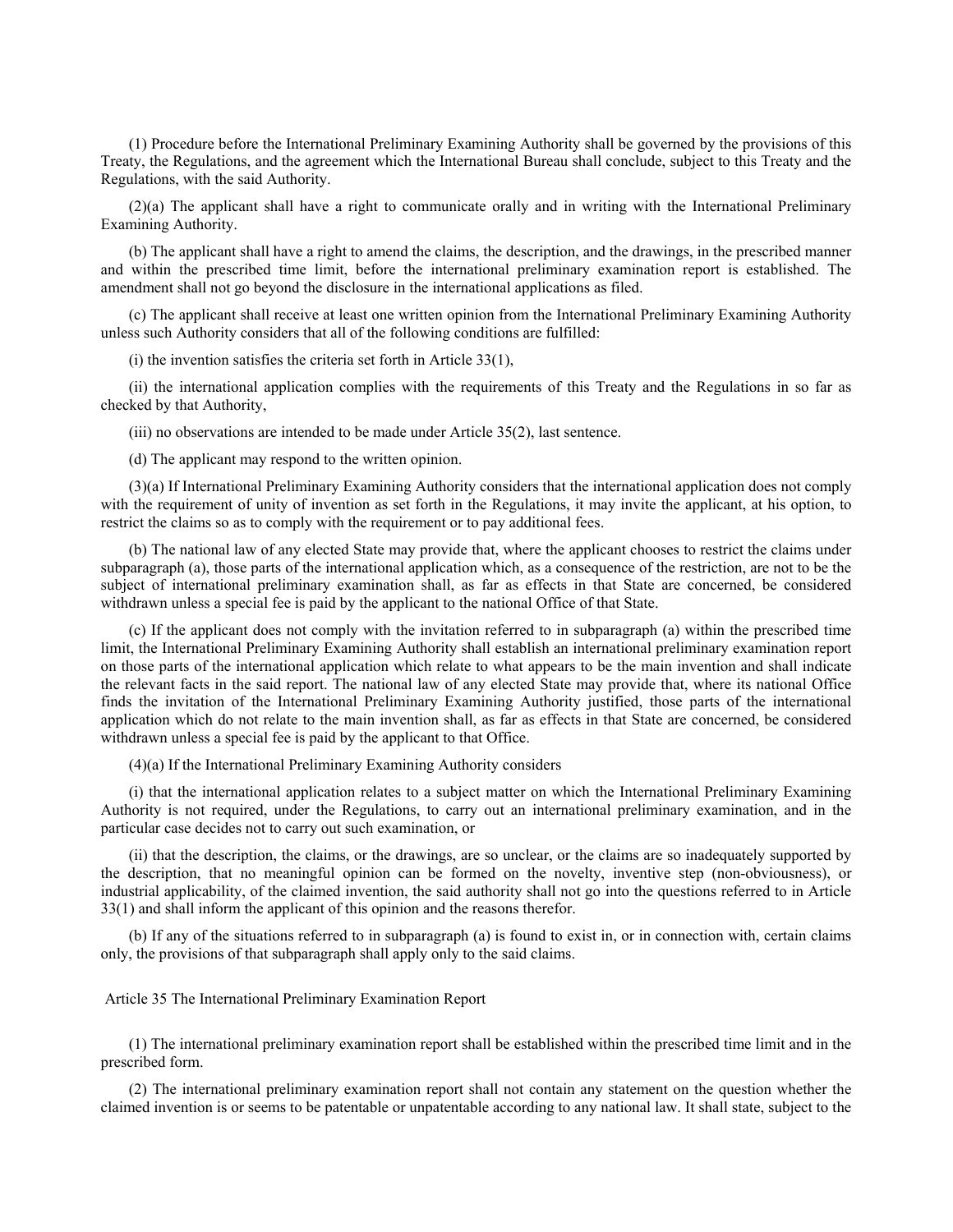(1) Procedure before the International Preliminary Examining Authority shall be governed by the provisions of this Treaty, the Regulations, and the agreement which the International Bureau shall conclude, subject to this Treaty and the Regulations, with the said Authority.

(2)(a) The applicant shall have a right to communicate orally and in writing with the International Preliminary Examining Authority.

(b) The applicant shall have a right to amend the claims, the description, and the drawings, in the prescribed manner and within the prescribed time limit, before the international preliminary examination report is established. The amendment shall not go beyond the disclosure in the international applications as filed.

(c) The applicant shall receive at least one written opinion from the International Preliminary Examining Authority unless such Authority considers that all of the following conditions are fulfilled:

(i) the invention satisfies the criteria set forth in Article 33(1),

(ii) the international application complies with the requirements of this Treaty and the Regulations in so far as checked by that Authority,

(iii) no observations are intended to be made under Article 35(2), last sentence.

(d) The applicant may respond to the written opinion.

(3)(a) If International Preliminary Examining Authority considers that the international application does not comply with the requirement of unity of invention as set forth in the Regulations, it may invite the applicant, at his option, to restrict the claims so as to comply with the requirement or to pay additional fees.

(b) The national law of any elected State may provide that, where the applicant chooses to restrict the claims under subparagraph (a), those parts of the international application which, as a consequence of the restriction, are not to be the subject of international preliminary examination shall, as far as effects in that State are concerned, be considered withdrawn unless a special fee is paid by the applicant to the national Office of that State.

(c) If the applicant does not comply with the invitation referred to in subparagraph (a) within the prescribed time limit, the International Preliminary Examining Authority shall establish an international preliminary examination report on those parts of the international application which relate to what appears to be the main invention and shall indicate the relevant facts in the said report. The national law of any elected State may provide that, where its national Office finds the invitation of the International Preliminary Examining Authority justified, those parts of the international application which do not relate to the main invention shall, as far as effects in that State are concerned, be considered withdrawn unless a special fee is paid by the applicant to that Office.

(4)(a) If the International Preliminary Examining Authority considers

(i) that the international application relates to a subject matter on which the International Preliminary Examining Authority is not required, under the Regulations, to carry out an international preliminary examination, and in the particular case decides not to carry out such examination, or

(ii) that the description, the claims, or the drawings, are so unclear, or the claims are so inadequately supported by the description, that no meaningful opinion can be formed on the novelty, inventive step (non-obviousness), or industrial applicability, of the claimed invention, the said authority shall not go into the questions referred to in Article 33(1) and shall inform the applicant of this opinion and the reasons therefor.

(b) If any of the situations referred to in subparagraph (a) is found to exist in, or in connection with, certain claims only, the provisions of that subparagraph shall apply only to the said claims.

## Article 35 The International Preliminary Examination Report

(1) The international preliminary examination report shall be established within the prescribed time limit and in the prescribed form.

(2) The international preliminary examination report shall not contain any statement on the question whether the claimed invention is or seems to be patentable or unpatentable according to any national law. It shall state, subject to the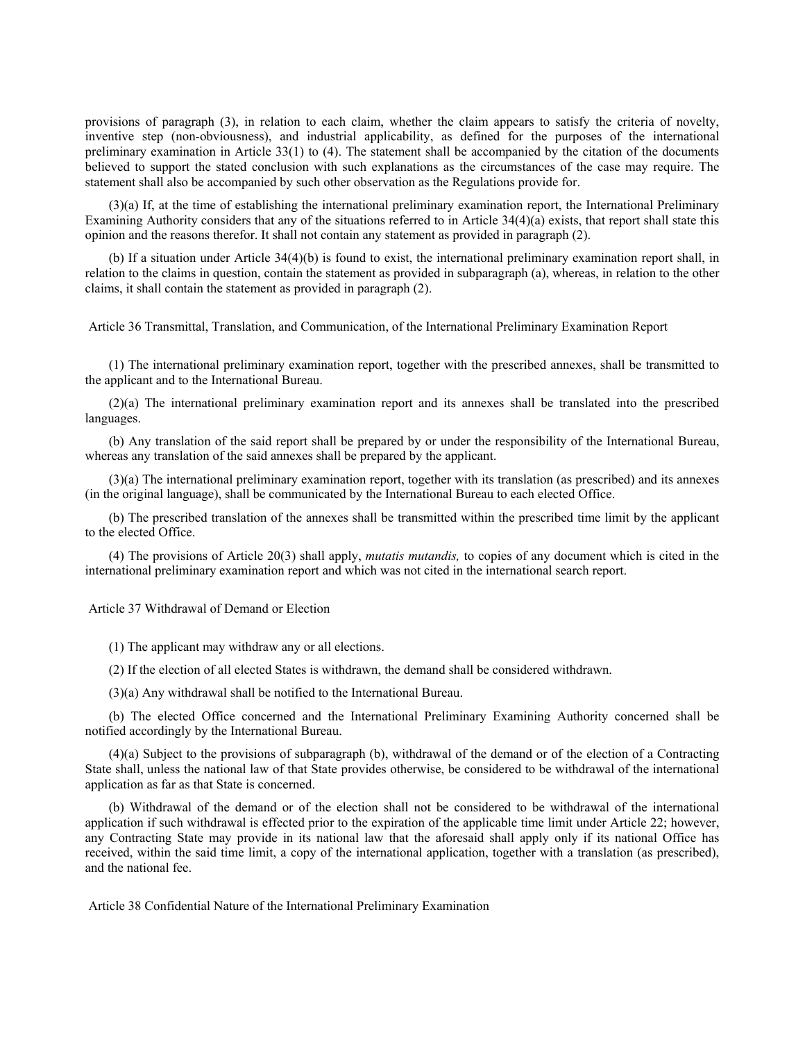provisions of paragraph (3), in relation to each claim, whether the claim appears to satisfy the criteria of novelty, inventive step (non-obviousness), and industrial applicability, as defined for the purposes of the international preliminary examination in Article 33(1) to (4). The statement shall be accompanied by the citation of the documents believed to support the stated conclusion with such explanations as the circumstances of the case may require. The statement shall also be accompanied by such other observation as the Regulations provide for.

(3)(a) If, at the time of establishing the international preliminary examination report, the International Preliminary Examining Authority considers that any of the situations referred to in Article 34(4)(a) exists, that report shall state this opinion and the reasons therefor. It shall not contain any statement as provided in paragraph (2).

(b) If a situation under Article 34(4)(b) is found to exist, the international preliminary examination report shall, in relation to the claims in question, contain the statement as provided in subparagraph (a), whereas, in relation to the other claims, it shall contain the statement as provided in paragraph (2).

## Article 36 Transmittal, Translation, and Communication, of the International Preliminary Examination Report

(1) The international preliminary examination report, together with the prescribed annexes, shall be transmitted to the applicant and to the International Bureau.

(2)(a) The international preliminary examination report and its annexes shall be translated into the prescribed languages.

(b) Any translation of the said report shall be prepared by or under the responsibility of the International Bureau, whereas any translation of the said annexes shall be prepared by the applicant.

(3)(a) The international preliminary examination report, together with its translation (as prescribed) and its annexes (in the original language), shall be communicated by the International Bureau to each elected Office.

(b) The prescribed translation of the annexes shall be transmitted within the prescribed time limit by the applicant to the elected Office.

(4) The provisions of Article 20(3) shall apply, *mutatis mutandis,* to copies of any document which is cited in the international preliminary examination report and which was not cited in the international search report.

## Article 37 Withdrawal of Demand or Election

(1) The applicant may withdraw any or all elections.

(2) If the election of all elected States is withdrawn, the demand shall be considered withdrawn.

(3)(a) Any withdrawal shall be notified to the International Bureau.

(b) The elected Office concerned and the International Preliminary Examining Authority concerned shall be notified accordingly by the International Bureau.

(4)(a) Subject to the provisions of subparagraph (b), withdrawal of the demand or of the election of a Contracting State shall, unless the national law of that State provides otherwise, be considered to be withdrawal of the international application as far as that State is concerned.

(b) Withdrawal of the demand or of the election shall not be considered to be withdrawal of the international application if such withdrawal is effected prior to the expiration of the applicable time limit under Article 22; however, any Contracting State may provide in its national law that the aforesaid shall apply only if its national Office has received, within the said time limit, a copy of the international application, together with a translation (as prescribed), and the national fee.

## Article 38 Confidential Nature of the International Preliminary Examination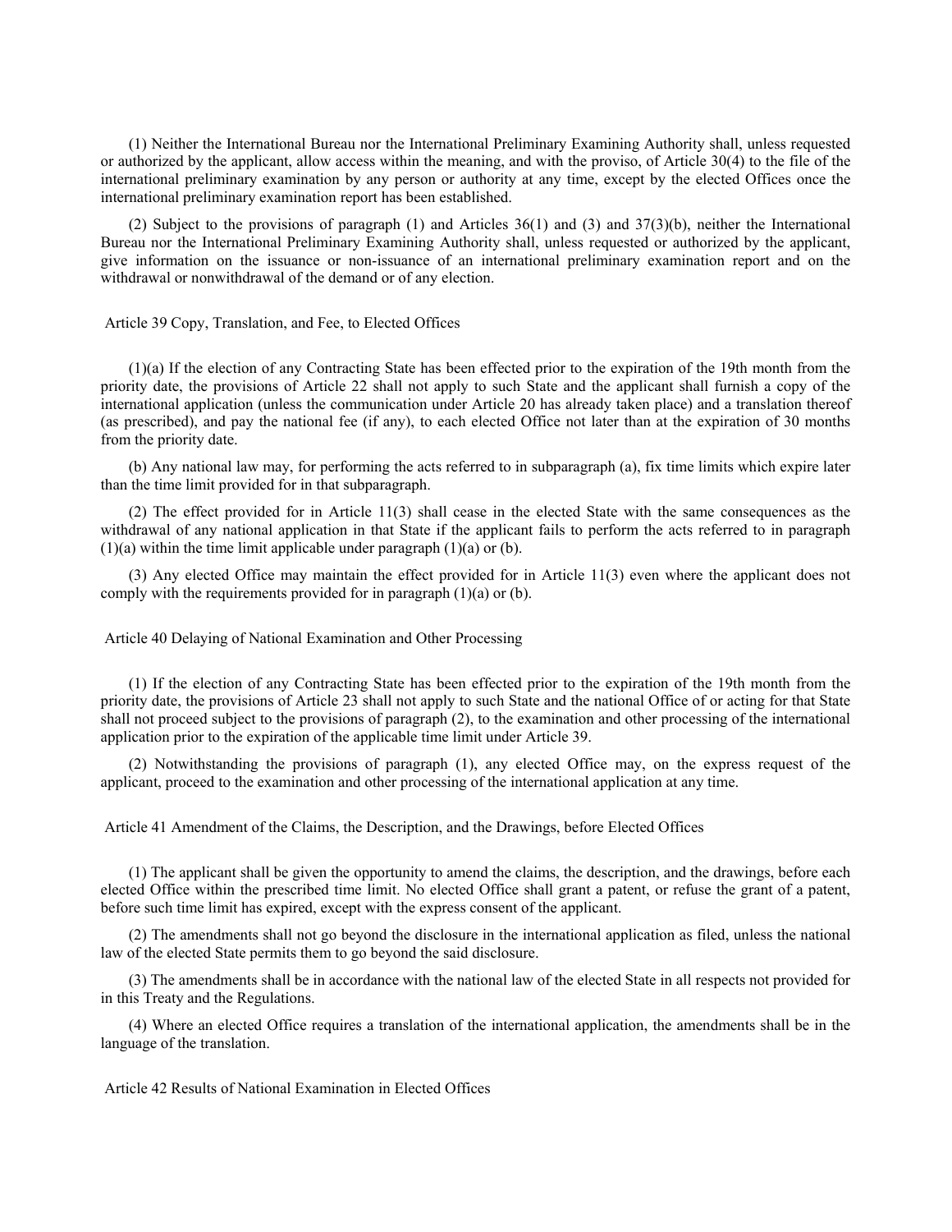(1) Neither the International Bureau nor the International Preliminary Examining Authority shall, unless requested or authorized by the applicant, allow access within the meaning, and with the proviso, of Article 30(4) to the file of the international preliminary examination by any person or authority at any time, except by the elected Offices once the international preliminary examination report has been established.

(2) Subject to the provisions of paragraph (1) and Articles 36(1) and (3) and 37(3)(b), neither the International Bureau nor the International Preliminary Examining Authority shall, unless requested or authorized by the applicant, give information on the issuance or non-issuance of an international preliminary examination report and on the withdrawal or nonwithdrawal of the demand or of any election.

## Article 39 Copy, Translation, and Fee, to Elected Offices

(1)(a) If the election of any Contracting State has been effected prior to the expiration of the 19th month from the priority date, the provisions of Article 22 shall not apply to such State and the applicant shall furnish a copy of the international application (unless the communication under Article 20 has already taken place) and a translation thereof (as prescribed), and pay the national fee (if any), to each elected Office not later than at the expiration of 30 months from the priority date.

(b) Any national law may, for performing the acts referred to in subparagraph (a), fix time limits which expire later than the time limit provided for in that subparagraph.

(2) The effect provided for in Article 11(3) shall cease in the elected State with the same consequences as the withdrawal of any national application in that State if the applicant fails to perform the acts referred to in paragraph (1)(a) within the time limit applicable under paragraph (1)(a) or (b).

(3) Any elected Office may maintain the effect provided for in Article 11(3) even where the applicant does not comply with the requirements provided for in paragraph (1)(a) or (b).

## Article 40 Delaying of National Examination and Other Processing

(1) If the election of any Contracting State has been effected prior to the expiration of the 19th month from the priority date, the provisions of Article 23 shall not apply to such State and the national Office of or acting for that State shall not proceed subject to the provisions of paragraph (2), to the examination and other processing of the international application prior to the expiration of the applicable time limit under Article 39.

(2) Notwithstanding the provisions of paragraph (1), any elected Office may, on the express request of the applicant, proceed to the examination and other processing of the international application at any time.

## Article 41 Amendment of the Claims, the Description, and the Drawings, before Elected Offices

(1) The applicant shall be given the opportunity to amend the claims, the description, and the drawings, before each elected Office within the prescribed time limit. No elected Office shall grant a patent, or refuse the grant of a patent, before such time limit has expired, except with the express consent of the applicant.

(2) The amendments shall not go beyond the disclosure in the international application as filed, unless the national law of the elected State permits them to go beyond the said disclosure.

(3) The amendments shall be in accordance with the national law of the elected State in all respects not provided for in this Treaty and the Regulations.

(4) Where an elected Office requires a translation of the international application, the amendments shall be in the language of the translation.

## Article 42 Results of National Examination in Elected Offices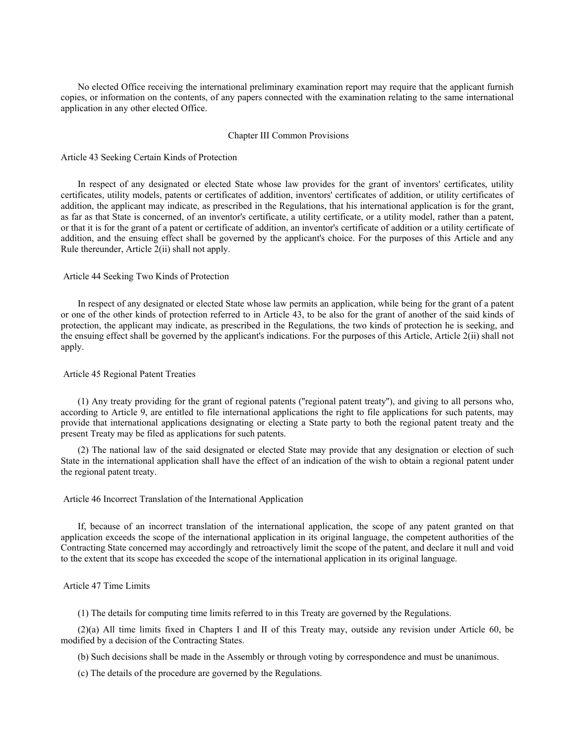No elected Office receiving the international preliminary examination report may require that the applicant furnish copies, or information on the contents, of any papers connected with the examination relating to the same international application in any other elected Office.

## Chapter III Common Provisions

### Article 43 Seeking Certain Kinds of Protection

In respect of any designated or elected State whose law provides for the grant of inventors' certificates, utility certificates, utility models, patents or certificates of addition, inventors' certificates of addition, or utility certificates of addition, the applicant may indicate, as prescribed in the Regulations, that his international application is for the grant, as far as that State is concerned, of an inventor's certificate, a utility certificate, or a utility model, rather than a patent, or that it is for the grant of a patent or certificate of addition, an inventor's certificate of addition or a utility certificate of addition, and the ensuing effect shall be governed by the applicant's choice. For the purposes of this Article and any Rule thereunder, Article 2(ii) shall not apply.

### Article 44 Seeking Two Kinds of Protection

In respect of any designated or elected State whose law permits an application, while being for the grant of a patent or one of the other kinds of protection referred to in Article 43, to be also for the grant of another of the said kinds of protection, the applicant may indicate, as prescribed in the Regulations, the two kinds of protection he is seeking, and the ensuing effect shall be governed by the applicant's indications. For the purposes of this Article, Article 2(ii) shall not apply.

### Article 45 Regional Patent Treaties

(1) Any treaty providing for the grant of regional patents ("regional patent treaty"), and giving to all persons who, according to Article 9, are entitled to file international applications the right to file applications for such patents, may provide that international applications designating or electing a State party to both the regional patent treaty and the present Treaty may be filed as applications for such patents.

(2) The national law of the said designated or elected State may provide that any designation or election of such State in the international application shall have the effect of an indication of the wish to obtain a regional patent under the regional patent treaty.

### Article 46 Incorrect Translation of the International Application

If, because of an incorrect translation of the international application, the scope of any patent granted on that application exceeds the scope of the international application in its original language, the competent authorities of the Contracting State concerned may accordingly and retroactively limit the scope of the patent, and declare it null and void to the extent that its scope has exceeded the scope of the international application in its original language.

### Article 47 Time Limits

(1) The details for computing time limits referred to in this Treaty are governed by the Regulations.

(2)(a) All time limits fixed in Chapters I and II of this Treaty may, outside any revision under Article 60, be modified by a decision of the Contracting States.

(b) Such decisions shall be made in the Assembly or through voting by correspondence and must be unanimous.

(c) The details of the procedure are governed by the Regulations.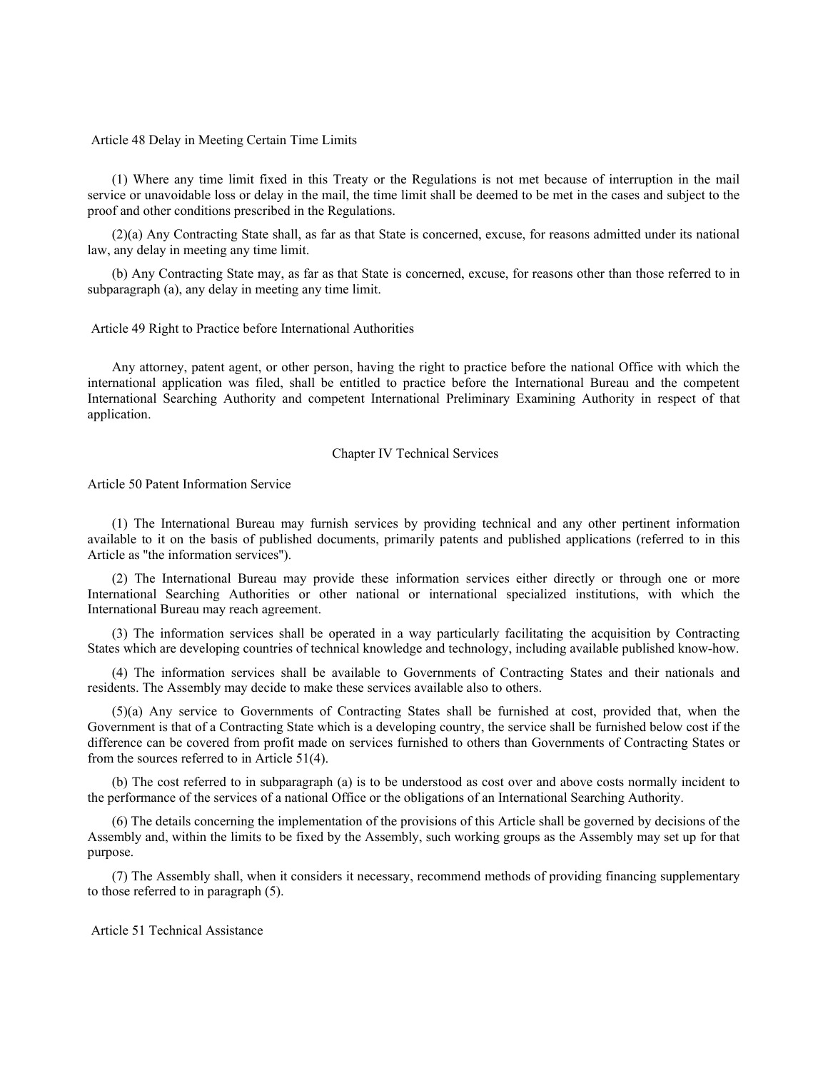### Article 48 Delay in Meeting Certain Time Limits

(1) Where any time limit fixed in this Treaty or the Regulations is not met because of interruption in the mail service or unavoidable loss or delay in the mail, the time limit shall be deemed to be met in the cases and subject to the proof and other conditions prescribed in the Regulations.

(2)(a) Any Contracting State shall, as far as that State is concerned, excuse, for reasons admitted under its national law, any delay in meeting any time limit.

(b) Any Contracting State may, as far as that State is concerned, excuse, for reasons other than those referred to in subparagraph (a), any delay in meeting any time limit.

### Article 49 Right to Practice before International Authorities

Any attorney, patent agent, or other person, having the right to practice before the national Office with which the international application was filed, shall be entitled to practice before the International Bureau and the competent International Searching Authority and competent International Preliminary Examining Authority in respect of that application.

## Chapter IV Technical Services

### Article 50 Patent Information Service

(1) The International Bureau may furnish services by providing technical and any other pertinent information available to it on the basis of published documents, primarily patents and published applications (referred to in this Article as "the information services").

(2) The International Bureau may provide these information services either directly or through one or more International Searching Authorities or other national or international specialized institutions, with which the International Bureau may reach agreement.

(3) The information services shall be operated in a way particularly facilitating the acquisition by Contracting States which are developing countries of technical knowledge and technology, including available published know-how.

(4) The information services shall be available to Governments of Contracting States and their nationals and residents. The Assembly may decide to make these services available also to others.

(5)(a) Any service to Governments of Contracting States shall be furnished at cost, provided that, when the Government is that of a Contracting State which is a developing country, the service shall be furnished below cost if the difference can be covered from profit made on services furnished to others than Governments of Contracting States or from the sources referred to in Article 51(4).

(b) The cost referred to in subparagraph (a) is to be understood as cost over and above costs normally incident to the performance of the services of a national Office or the obligations of an International Searching Authority.

(6) The details concerning the implementation of the provisions of this Article shall be governed by decisions of the Assembly and, within the limits to be fixed by the Assembly, such working groups as the Assembly may set up for that purpose.

(7) The Assembly shall, when it considers it necessary, recommend methods of providing financing supplementary to those referred to in paragraph (5).

### Article 51 Technical Assistance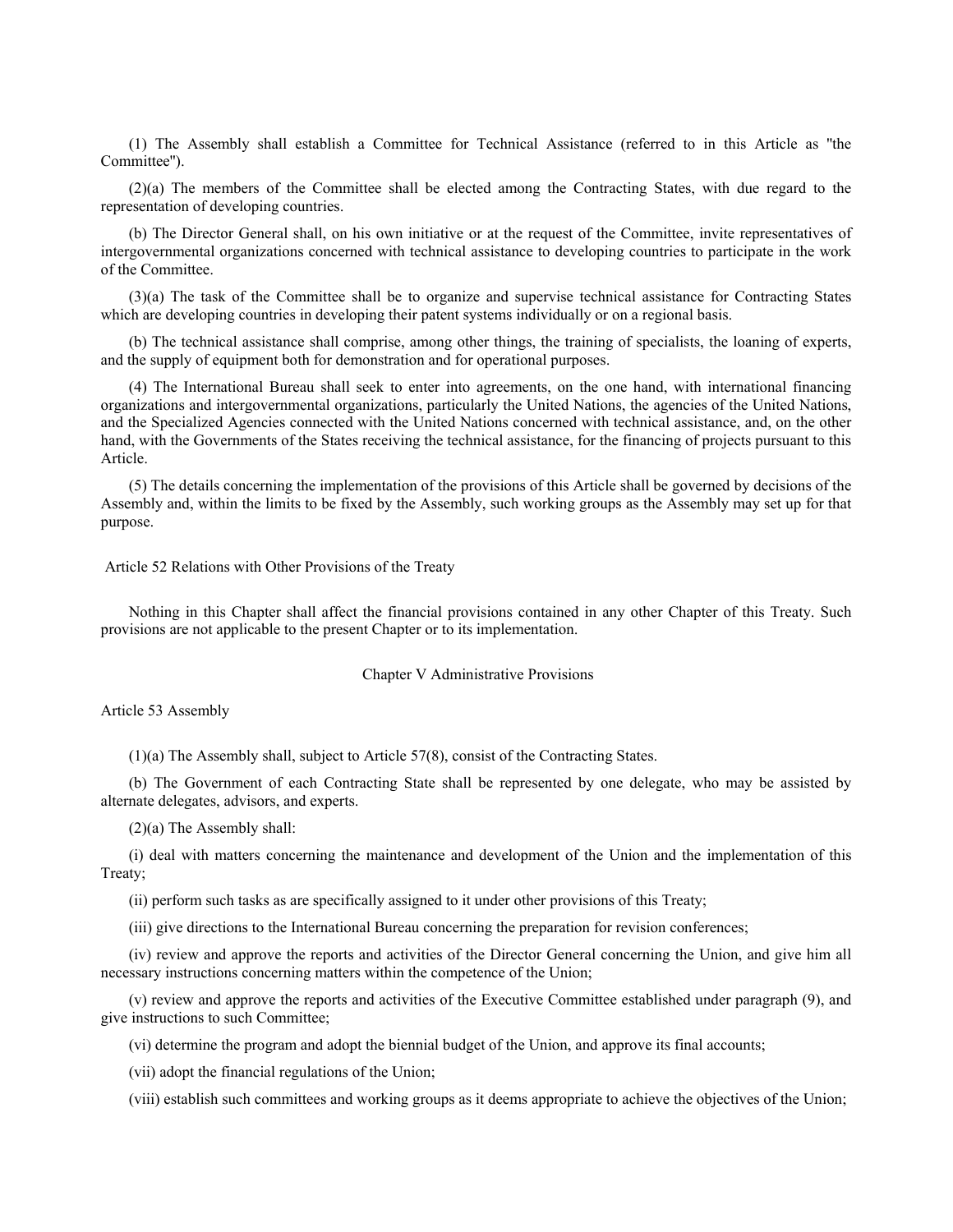(1) The Assembly shall establish a Committee for Technical Assistance (referred to in this Article as "the Committee").

(2)(a) The members of the Committee shall be elected among the Contracting States, with due regard to the representation of developing countries.

(b) The Director General shall, on his own initiative or at the request of the Committee, invite representatives of intergovernmental organizations concerned with technical assistance to developing countries to participate in the work of the Committee.

(3)(a) The task of the Committee shall be to organize and supervise technical assistance for Contracting States which are developing countries in developing their patent systems individually or on a regional basis.

(b) The technical assistance shall comprise, among other things, the training of specialists, the loaning of experts, and the supply of equipment both for demonstration and for operational purposes.

(4) The International Bureau shall seek to enter into agreements, on the one hand, with international financing organizations and intergovernmental organizations, particularly the United Nations, the agencies of the United Nations, and the Specialized Agencies connected with the United Nations concerned with technical assistance, and, on the other hand, with the Governments of the States receiving the technical assistance, for the financing of projects pursuant to this Article.

(5) The details concerning the implementation of the provisions of this Article shall be governed by decisions of the Assembly and, within the limits to be fixed by the Assembly, such working groups as the Assembly may set up for that purpose.

### Article 52 Relations with Other Provisions of the Treaty

Nothing in this Chapter shall affect the financial provisions contained in any other Chapter of this Treaty. Such provisions are not applicable to the present Chapter or to its implementation.

## Chapter V Administrative Provisions

### Article 53 Assembly

(1)(a) The Assembly shall, subject to Article 57(8), consist of the Contracting States.

(b) The Government of each Contracting State shall be represented by one delegate, who may be assisted by alternate delegates, advisors, and experts.

(2)(a) The Assembly shall:

(i) deal with matters concerning the maintenance and development of the Union and the implementation of this Treaty;

(ii) perform such tasks as are specifically assigned to it under other provisions of this Treaty;

(iii) give directions to the International Bureau concerning the preparation for revision conferences;

(iv) review and approve the reports and activities of the Director General concerning the Union, and give him all necessary instructions concerning matters within the competence of the Union;

(v) review and approve the reports and activities of the Executive Committee established under paragraph (9), and give instructions to such Committee;

(vi) determine the program and adopt the biennial budget of the Union, and approve its final accounts;

(vii) adopt the financial regulations of the Union;

(viii) establish such committees and working groups as it deems appropriate to achieve the objectives of the Union;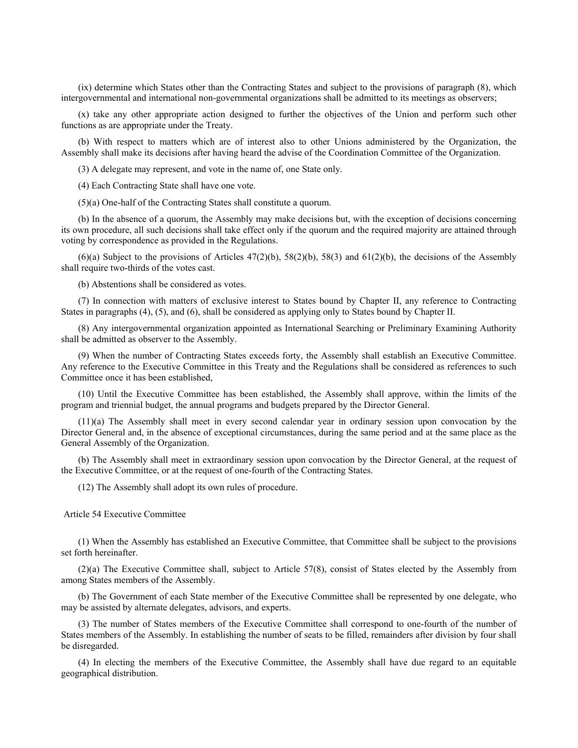(ix) determine which States other than the Contracting States and subject to the provisions of paragraph (8), which intergovernmental and international non-governmental organizations shall be admitted to its meetings as observers;

(x) take any other appropriate action designed to further the objectives of the Union and perform such other functions as are appropriate under the Treaty.

(b) With respect to matters which are of interest also to other Unions administered by the Organization, the Assembly shall make its decisions after having heard the advise of the Coordination Committee of the Organization.

(3) A delegate may represent, and vote in the name of, one State only.

(4) Each Contracting State shall have one vote.

(5)(a) One-half of the Contracting States shall constitute a quorum.

(b) In the absence of a quorum, the Assembly may make decisions but, with the exception of decisions concerning its own procedure, all such decisions shall take effect only if the quorum and the required majority are attained through voting by correspondence as provided in the Regulations.

(6)(a) Subject to the provisions of Articles 47(2)(b), 58(2)(b), 58(3) and 61(2)(b), the decisions of the Assembly shall require two-thirds of the votes cast.

(b) Abstentions shall be considered as votes.

(7) In connection with matters of exclusive interest to States bound by Chapter II, any reference to Contracting States in paragraphs (4), (5), and (6), shall be considered as applying only to States bound by Chapter II.

(8) Any intergovernmental organization appointed as International Searching or Preliminary Examining Authority shall be admitted as observer to the Assembly.

(9) When the number of Contracting States exceeds forty, the Assembly shall establish an Executive Committee. Any reference to the Executive Committee in this Treaty and the Regulations shall be considered as references to such Committee once it has been established,

(10) Until the Executive Committee has been established, the Assembly shall approve, within the limits of the program and triennial budget, the annual programs and budgets prepared by the Director General.

(11)(a) The Assembly shall meet in every second calendar year in ordinary session upon convocation by the Director General and, in the absence of exceptional circumstances, during the same period and at the same place as the General Assembly of the Organization.

(b) The Assembly shall meet in extraordinary session upon convocation by the Director General, at the request of the Executive Committee, or at the request of one-fourth of the Contracting States.

(12) The Assembly shall adopt its own rules of procedure.

## Article 54 Executive Committee

(1) When the Assembly has established an Executive Committee, that Committee shall be subject to the provisions set forth hereinafter.

(2)(a) The Executive Committee shall, subject to Article 57(8), consist of States elected by the Assembly from among States members of the Assembly.

(b) The Government of each State member of the Executive Committee shall be represented by one delegate, who may be assisted by alternate delegates, advisors, and experts.

(3) The number of States members of the Executive Committee shall correspond to one-fourth of the number of States members of the Assembly. In establishing the number of seats to be filled, remainders after division by four shall be disregarded.

(4) In electing the members of the Executive Committee, the Assembly shall have due regard to an equitable geographical distribution.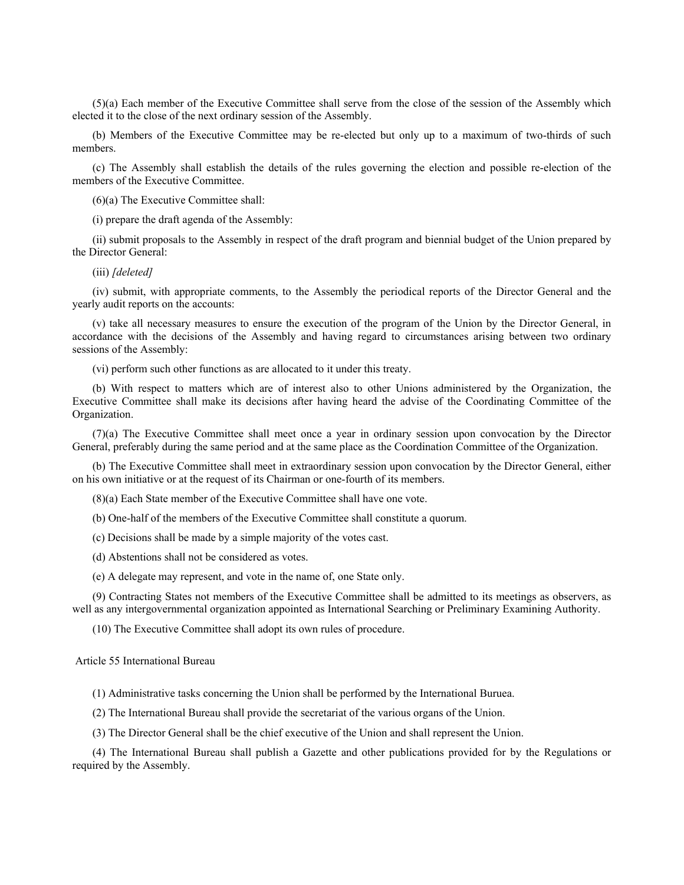(5)(a) Each member of the Executive Committee shall serve from the close of the session of the Assembly which elected it to the close of the next ordinary session of the Assembly.

(b) Members of the Executive Committee may be re-elected but only up to a maximum of two-thirds of such members.

(c) The Assembly shall establish the details of the rules governing the election and possible re-election of the members of the Executive Committee.

(6)(a) The Executive Committee shall:

(i) prepare the draft agenda of the Assembly:

(ii) submit proposals to the Assembly in respect of the draft program and biennial budget of the Union prepared by the Director General:

(iii) *[deleted]*

(iv) submit, with appropriate comments, to the Assembly the periodical reports of the Director General and the yearly audit reports on the accounts:

(v) take all necessary measures to ensure the execution of the program of the Union by the Director General, in accordance with the decisions of the Assembly and having regard to circumstances arising between two ordinary sessions of the Assembly:

(vi) perform such other functions as are allocated to it under this treaty.

(b) With respect to matters which are of interest also to other Unions administered by the Organization, the Executive Committee shall make its decisions after having heard the advise of the Coordinating Committee of the Organization.

(7)(a) The Executive Committee shall meet once a year in ordinary session upon convocation by the Director General, preferably during the same period and at the same place as the Coordination Committee of the Organization.

(b) The Executive Committee shall meet in extraordinary session upon convocation by the Director General, either on his own initiative or at the request of its Chairman or one-fourth of its members.

(8)(a) Each State member of the Executive Committee shall have one vote.

(b) One-half of the members of the Executive Committee shall constitute a quorum.

(c) Decisions shall be made by a simple majority of the votes cast.

(d) Abstentions shall not be considered as votes.

(e) A delegate may represent, and vote in the name of, one State only.

(9) Contracting States not members of the Executive Committee shall be admitted to its meetings as observers, as well as any intergovernmental organization appointed as International Searching or Preliminary Examining Authority.

(10) The Executive Committee shall adopt its own rules of procedure.

## Article 55 International Bureau

(1) Administrative tasks concerning the Union shall be performed by the International Buruea.

(2) The International Bureau shall provide the secretariat of the various organs of the Union.

(3) The Director General shall be the chief executive of the Union and shall represent the Union.

(4) The International Bureau shall publish a Gazette and other publications provided for by the Regulations or required by the Assembly.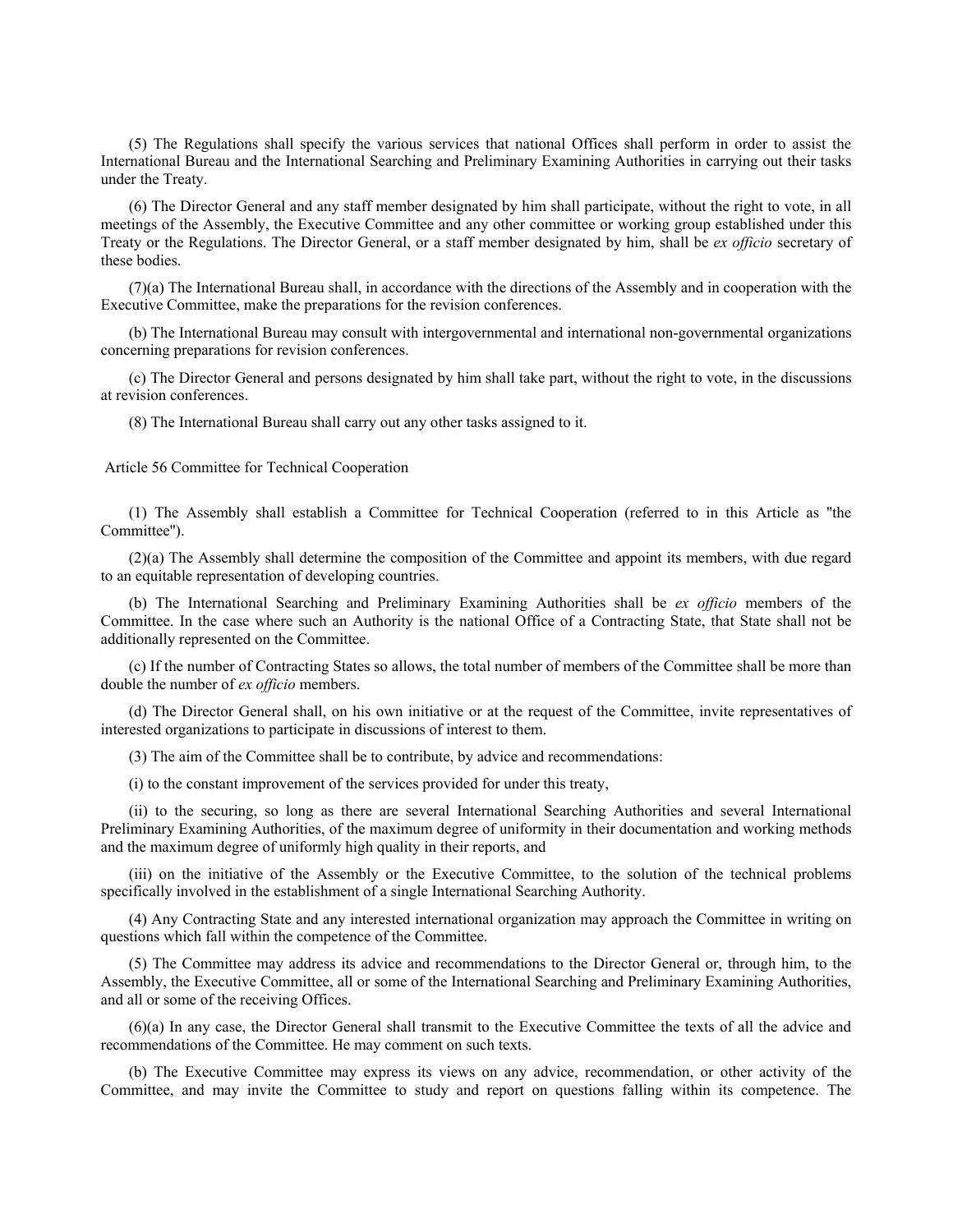(5) The Regulations shall specify the various services that national Offices shall perform in order to assist the International Bureau and the International Searching and Preliminary Examining Authorities in carrying out their tasks under the Treaty.

(6) The Director General and any staff member designated by him shall participate, without the right to vote, in all meetings of the Assembly, the Executive Committee and any other committee or working group established under this Treaty or the Regulations. The Director General, or a staff member designated by him, shall be *ex officio* secretary of these bodies.

(7)(a) The International Bureau shall, in accordance with the directions of the Assembly and in cooperation with the Executive Committee, make the preparations for the revision conferences.

(b) The International Bureau may consult with intergovernmental and international non-governmental organizations concerning preparations for revision conferences.

(c) The Director General and persons designated by him shall take part, without the right to vote, in the discussions at revision conferences.

(8) The International Bureau shall carry out any other tasks assigned to it.

## Article 56 Committee for Technical Cooperation

(1) The Assembly shall establish a Committee for Technical Cooperation (referred to in this Article as "the Committee").

(2)(a) The Assembly shall determine the composition of the Committee and appoint its members, with due regard to an equitable representation of developing countries.

(b) The International Searching and Preliminary Examining Authorities shall be *ex officio* members of the Committee. In the case where such an Authority is the national Office of a Contracting State, that State shall not be additionally represented on the Committee.

(c) If the number of Contracting States so allows, the total number of members of the Committee shall be more than double the number of *ex officio* members.

(d) The Director General shall, on his own initiative or at the request of the Committee, invite representatives of interested organizations to participate in discussions of interest to them.

(3) The aim of the Committee shall be to contribute, by advice and recommendations:

(i) to the constant improvement of the services provided for under this treaty,

(ii) to the securing, so long as there are several International Searching Authorities and several International Preliminary Examining Authorities, of the maximum degree of uniformity in their documentation and working methods and the maximum degree of uniformly high quality in their reports, and

(iii) on the initiative of the Assembly or the Executive Committee, to the solution of the technical problems specifically involved in the establishment of a single International Searching Authority.

(4) Any Contracting State and any interested international organization may approach the Committee in writing on questions which fall within the competence of the Committee.

(5) The Committee may address its advice and recommendations to the Director General or, through him, to the Assembly, the Executive Committee, all or some of the International Searching and Preliminary Examining Authorities, and all or some of the receiving Offices.

(6)(a) In any case, the Director General shall transmit to the Executive Committee the texts of all the advice and recommendations of the Committee. He may comment on such texts.

(b) The Executive Committee may express its views on any advice, recommendation, or other activity of the Committee, and may invite the Committee to study and report on questions falling within its competence. The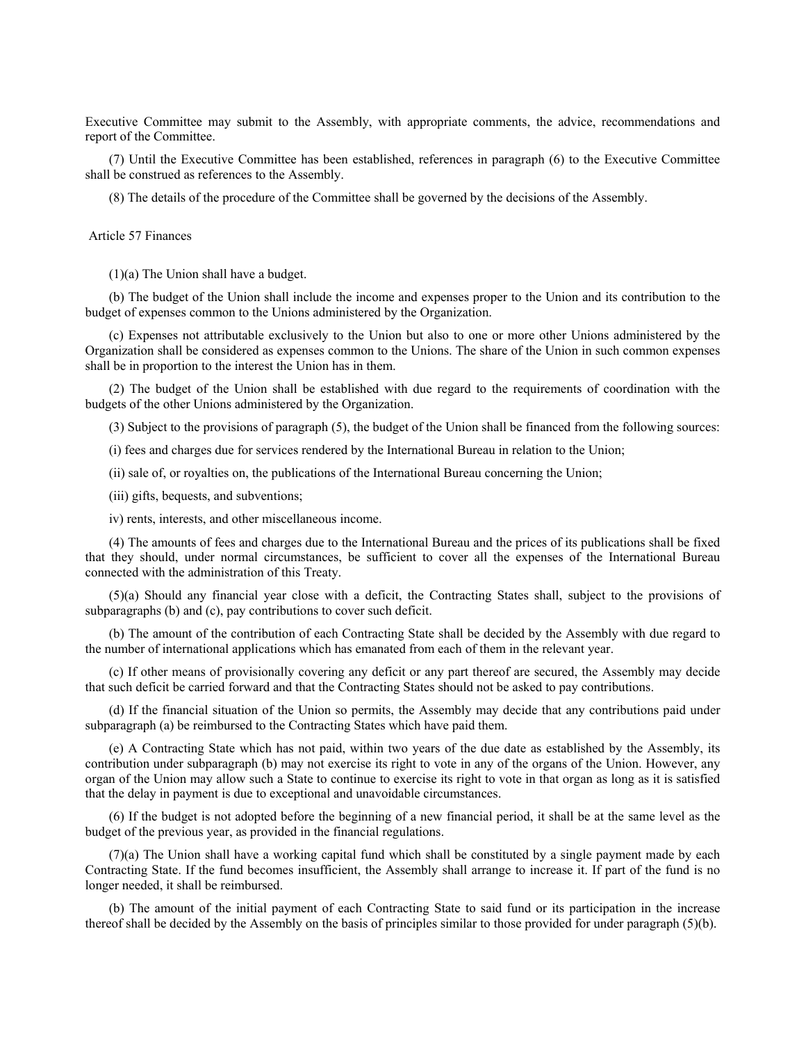Executive Committee may submit to the Assembly, with appropriate comments, the advice, recommendations and report of the Committee.

(7) Until the Executive Committee has been established, references in paragraph (6) to the Executive Committee shall be construed as references to the Assembly.

(8) The details of the procedure of the Committee shall be governed by the decisions of the Assembly.

## Article 57 Finances

(1)(a) The Union shall have a budget.

(b) The budget of the Union shall include the income and expenses proper to the Union and its contribution to the budget of expenses common to the Unions administered by the Organization.

(c) Expenses not attributable exclusively to the Union but also to one or more other Unions administered by the Organization shall be considered as expenses common to the Unions. The share of the Union in such common expenses shall be in proportion to the interest the Union has in them.

(2) The budget of the Union shall be established with due regard to the requirements of coordination with the budgets of the other Unions administered by the Organization.

(3) Subject to the provisions of paragraph (5), the budget of the Union shall be financed from the following sources:

(i) fees and charges due for services rendered by the International Bureau in relation to the Union;

(ii) sale of, or royalties on, the publications of the International Bureau concerning the Union;

(iii) gifts, bequests, and subventions;

iv) rents, interests, and other miscellaneous income.

(4) The amounts of fees and charges due to the International Bureau and the prices of its publications shall be fixed that they should, under normal circumstances, be sufficient to cover all the expenses of the International Bureau connected with the administration of this Treaty.

(5)(a) Should any financial year close with a deficit, the Contracting States shall, subject to the provisions of subparagraphs (b) and (c), pay contributions to cover such deficit.

(b) The amount of the contribution of each Contracting State shall be decided by the Assembly with due regard to the number of international applications which has emanated from each of them in the relevant year.

(c) If other means of provisionally covering any deficit or any part thereof are secured, the Assembly may decide that such deficit be carried forward and that the Contracting States should not be asked to pay contributions.

(d) If the financial situation of the Union so permits, the Assembly may decide that any contributions paid under subparagraph (a) be reimbursed to the Contracting States which have paid them.

(e) A Contracting State which has not paid, within two years of the due date as established by the Assembly, its contribution under subparagraph (b) may not exercise its right to vote in any of the organs of the Union. However, any organ of the Union may allow such a State to continue to exercise its right to vote in that organ as long as it is satisfied that the delay in payment is due to exceptional and unavoidable circumstances.

(6) If the budget is not adopted before the beginning of a new financial period, it shall be at the same level as the budget of the previous year, as provided in the financial regulations.

(7)(a) The Union shall have a working capital fund which shall be constituted by a single payment made by each Contracting State. If the fund becomes insufficient, the Assembly shall arrange to increase it. If part of the fund is no longer needed, it shall be reimbursed.

(b) The amount of the initial payment of each Contracting State to said fund or its participation in the increase thereof shall be decided by the Assembly on the basis of principles similar to those provided for under paragraph (5)(b).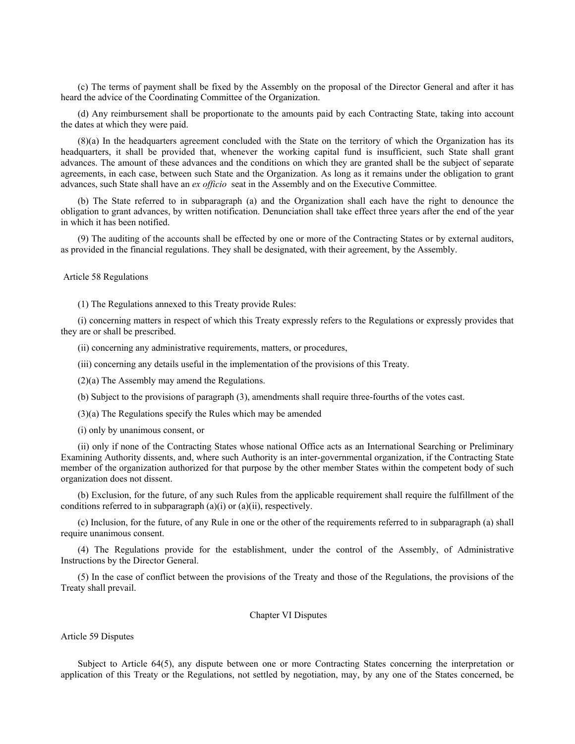(c) The terms of payment shall be fixed by the Assembly on the proposal of the Director General and after it has heard the advice of the Coordinating Committee of the Organization.

(d) Any reimbursement shall be proportionate to the amounts paid by each Contracting State, taking into account the dates at which they were paid.

(8)(a) In the headquarters agreement concluded with the State on the territory of which the Organization has its headquarters, it shall be provided that, whenever the working capital fund is insufficient, such State shall grant advances. The amount of these advances and the conditions on which they are granted shall be the subject of separate agreements, in each case, between such State and the Organization. As long as it remains under the obligation to grant advances, such State shall have an *ex officio* seat in the Assembly and on the Executive Committee.

(b) The State referred to in subparagraph (a) and the Organization shall each have the right to denounce the obligation to grant advances, by written notification. Denunciation shall take effect three years after the end of the year in which it has been notified.

(9) The auditing of the accounts shall be effected by one or more of the Contracting States or by external auditors, as provided in the financial regulations. They shall be designated, with their agreement, by the Assembly.

### Article 58 Regulations

(1) The Regulations annexed to this Treaty provide Rules:

(i) concerning matters in respect of which this Treaty expressly refers to the Regulations or expressly provides that they are or shall be prescribed.

(ii) concerning any administrative requirements, matters, or procedures,

(iii) concerning any details useful in the implementation of the provisions of this Treaty.

(2)(a) The Assembly may amend the Regulations.

(b) Subject to the provisions of paragraph (3), amendments shall require three-fourths of the votes cast.

(3)(a) The Regulations specify the Rules which may be amended

(i) only by unanimous consent, or

(ii) only if none of the Contracting States whose national Office acts as an International Searching or Preliminary Examining Authority dissents, and, where such Authority is an inter-governmental organization, if the Contracting State member of the organization authorized for that purpose by the other member States within the competent body of such organization does not dissent.

(b) Exclusion, for the future, of any such Rules from the applicable requirement shall require the fulfillment of the conditions referred to in subparagraph (a)(i) or (a)(ii), respectively.

(c) Inclusion, for the future, of any Rule in one or the other of the requirements referred to in subparagraph (a) shall require unanimous consent.

(4) The Regulations provide for the establishment, under the control of the Assembly, of Administrative Instructions by the Director General.

(5) In the case of conflict between the provisions of the Treaty and those of the Regulations, the provisions of the Treaty shall prevail.

## Chapter VI Disputes

### Article 59 Disputes

Subject to Article 64(5), any dispute between one or more Contracting States concerning the interpretation or application of this Treaty or the Regulations, not settled by negotiation, may, by any one of the States concerned, be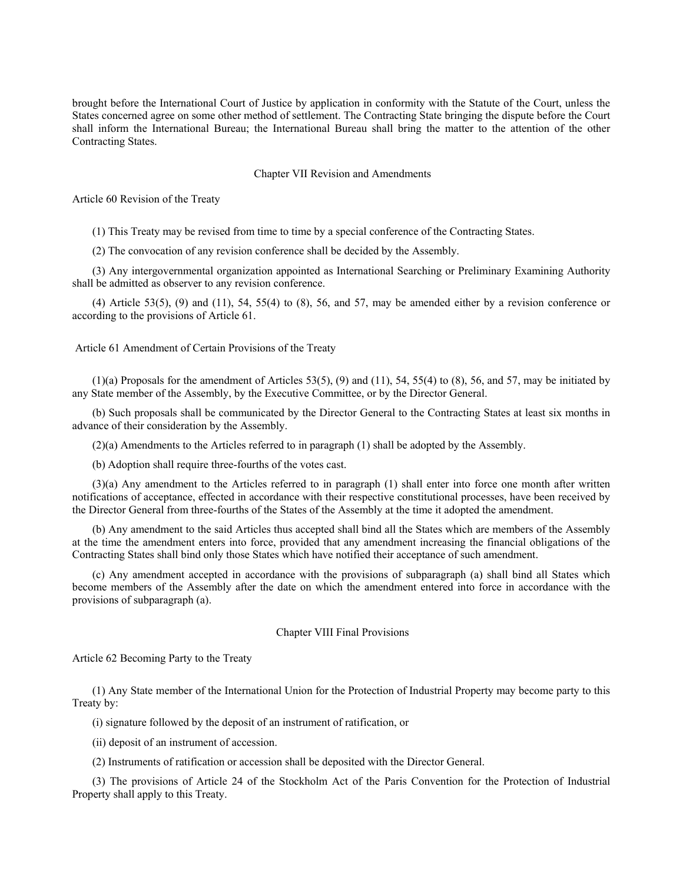brought before the International Court of Justice by application in conformity with the Statute of the Court, unless the States concerned agree on some other method of settlement. The Contracting State bringing the dispute before the Court shall inform the International Bureau; the International Bureau shall bring the matter to the attention of the other Contracting States.

## Chapter VII Revision and Amendments

### Article 60 Revision of the Treaty

(1) This Treaty may be revised from time to time by a special conference of the Contracting States.

(2) The convocation of any revision conference shall be decided by the Assembly.

(3) Any intergovernmental organization appointed as International Searching or Preliminary Examining Authority shall be admitted as observer to any revision conference.

(4) Article 53(5), (9) and (11), 54, 55(4) to (8), 56, and 57, may be amended either by a revision conference or according to the provisions of Article 61.

### Article 61 Amendment of Certain Provisions of the Treaty

(1)(a) Proposals for the amendment of Articles 53(5), (9) and (11), 54, 55(4) to (8), 56, and 57, may be initiated by any State member of the Assembly, by the Executive Committee, or by the Director General.

(b) Such proposals shall be communicated by the Director General to the Contracting States at least six months in advance of their consideration by the Assembly.

(2)(a) Amendments to the Articles referred to in paragraph (1) shall be adopted by the Assembly.

(b) Adoption shall require three-fourths of the votes cast.

(3)(a) Any amendment to the Articles referred to in paragraph (1) shall enter into force one month after written notifications of acceptance, effected in accordance with their respective constitutional processes, have been received by the Director General from three-fourths of the States of the Assembly at the time it adopted the amendment.

(b) Any amendment to the said Articles thus accepted shall bind all the States which are members of the Assembly at the time the amendment enters into force, provided that any amendment increasing the financial obligations of the Contracting States shall bind only those States which have notified their acceptance of such amendment.

(c) Any amendment accepted in accordance with the provisions of subparagraph (a) shall bind all States which become members of the Assembly after the date on which the amendment entered into force in accordance with the provisions of subparagraph (a).

## Chapter VIII Final Provisions

### Article 62 Becoming Party to the Treaty

(1) Any State member of the International Union for the Protection of Industrial Property may become party to this Treaty by:

(i) signature followed by the deposit of an instrument of ratification, or

(ii) deposit of an instrument of accession.

(2) Instruments of ratification or accession shall be deposited with the Director General.

(3) The provisions of Article 24 of the Stockholm Act of the Paris Convention for the Protection of Industrial Property shall apply to this Treaty.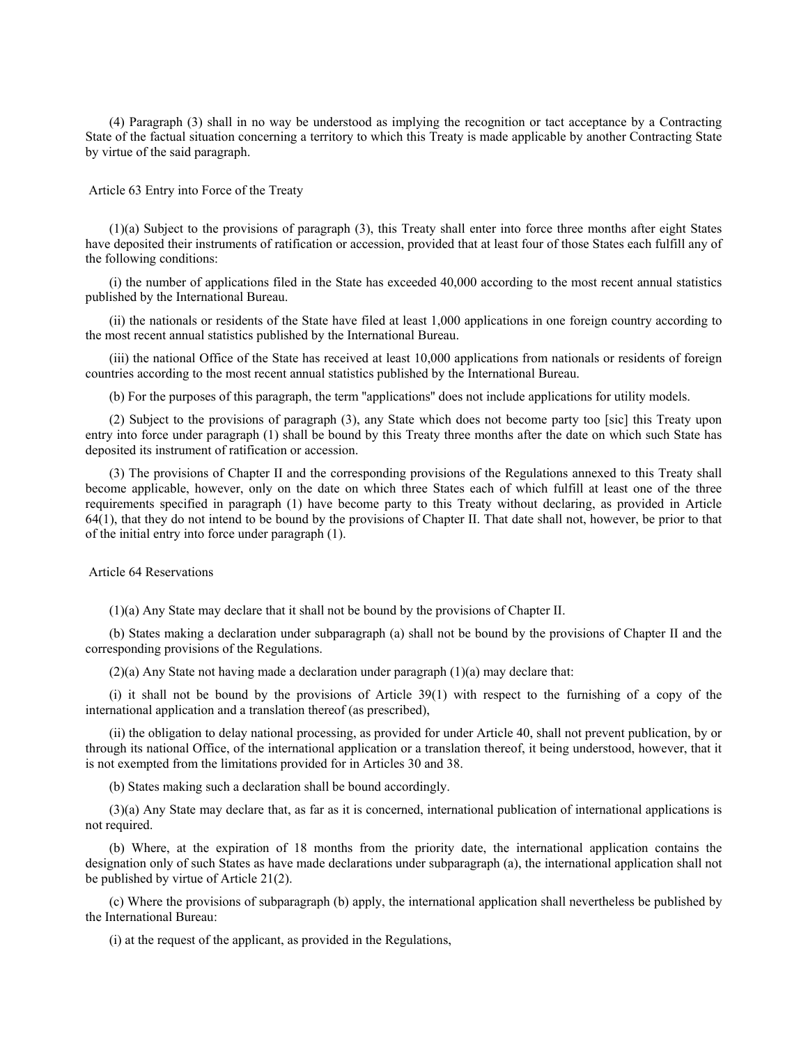(4) Paragraph (3) shall in no way be understood as implying the recognition or tact acceptance by a Contracting State of the factual situation concerning a territory to which this Treaty is made applicable by another Contracting State by virtue of the said paragraph.

## Article 63 Entry into Force of the Treaty

(1)(a) Subject to the provisions of paragraph (3), this Treaty shall enter into force three months after eight States have deposited their instruments of ratification or accession, provided that at least four of those States each fulfill any of the following conditions:

(i) the number of applications filed in the State has exceeded 40,000 according to the most recent annual statistics published by the International Bureau.

(ii) the nationals or residents of the State have filed at least 1,000 applications in one foreign country according to the most recent annual statistics published by the International Bureau.

(iii) the national Office of the State has received at least 10,000 applications from nationals or residents of foreign countries according to the most recent annual statistics published by the International Bureau.

(b) For the purposes of this paragraph, the term "applications" does not include applications for utility models.

(2) Subject to the provisions of paragraph (3), any State which does not become party too [sic] this Treaty upon entry into force under paragraph (1) shall be bound by this Treaty three months after the date on which such State has deposited its instrument of ratification or accession.

(3) The provisions of Chapter II and the corresponding provisions of the Regulations annexed to this Treaty shall become applicable, however, only on the date on which three States each of which fulfill at least one of the three requirements specified in paragraph (1) have become party to this Treaty without declaring, as provided in Article 64(1), that they do not intend to be bound by the provisions of Chapter II. That date shall not, however, be prior to that of the initial entry into force under paragraph (1).

## Article 64 Reservations

(1)(a) Any State may declare that it shall not be bound by the provisions of Chapter II.

(b) States making a declaration under subparagraph (a) shall not be bound by the provisions of Chapter II and the corresponding provisions of the Regulations.

(2)(a) Any State not having made a declaration under paragraph (1)(a) may declare that:

(i) it shall not be bound by the provisions of Article 39(1) with respect to the furnishing of a copy of the international application and a translation thereof (as prescribed),

(ii) the obligation to delay national processing, as provided for under Article 40, shall not prevent publication, by or through its national Office, of the international application or a translation thereof, it being understood, however, that it is not exempted from the limitations provided for in Articles 30 and 38.

(b) States making such a declaration shall be bound accordingly.

(3)(a) Any State may declare that, as far as it is concerned, international publication of international applications is not required.

(b) Where, at the expiration of 18 months from the priority date, the international application contains the designation only of such States as have made declarations under subparagraph (a), the international application shall not be published by virtue of Article 21(2).

(c) Where the provisions of subparagraph (b) apply, the international application shall nevertheless be published by the International Bureau:

(i) at the request of the applicant, as provided in the Regulations,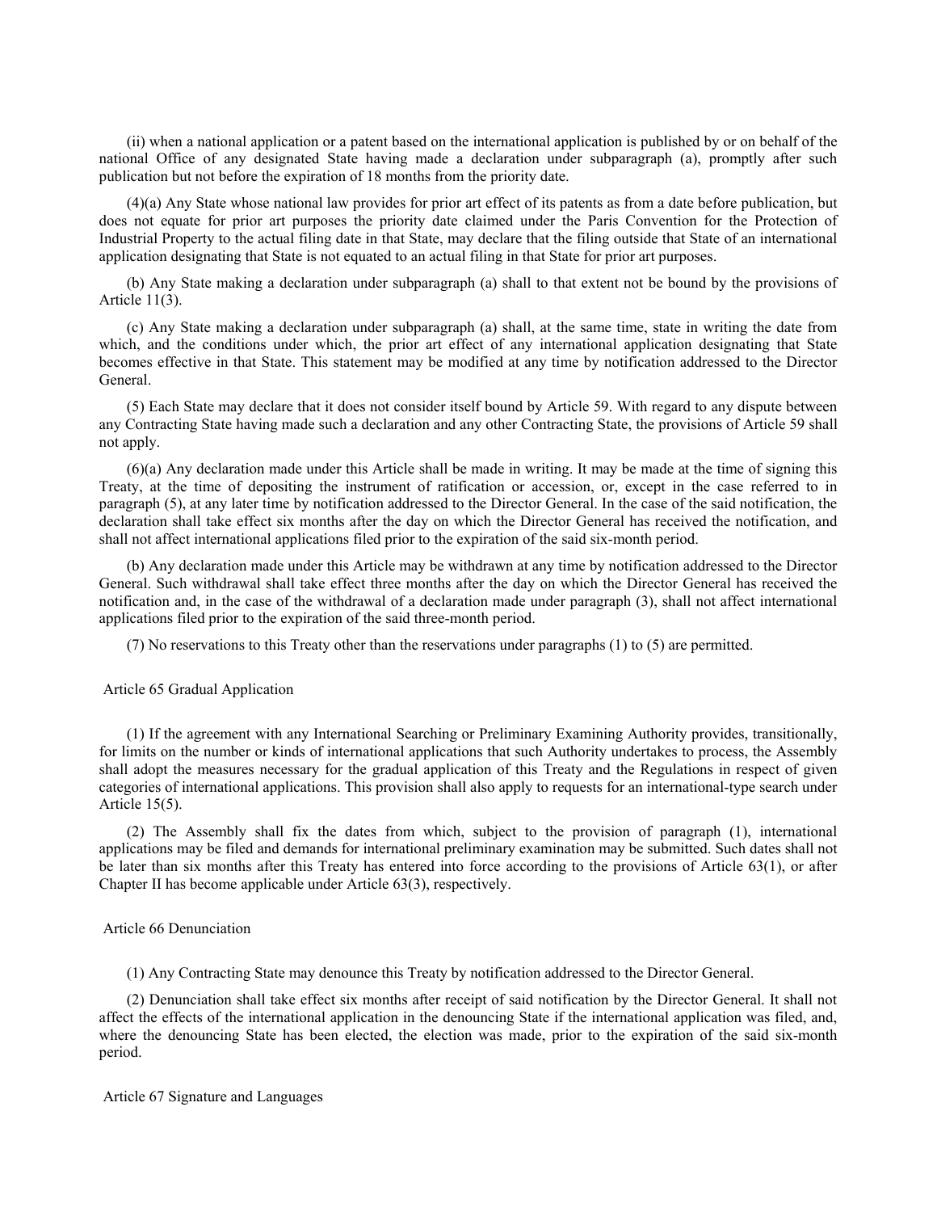(ii) when a national application or a patent based on the international application is published by or on behalf of the national Office of any designated State having made a declaration under subparagraph (a), promptly after such publication but not before the expiration of 18 months from the priority date.

(4)(a) Any State whose national law provides for prior art effect of its patents as from a date before publication, but does not equate for prior art purposes the priority date claimed under the Paris Convention for the Protection of Industrial Property to the actual filing date in that State, may declare that the filing outside that State of an international application designating that State is not equated to an actual filing in that State for prior art purposes.

(b) Any State making a declaration under subparagraph (a) shall to that extent not be bound by the provisions of Article 11(3).

(c) Any State making a declaration under subparagraph (a) shall, at the same time, state in writing the date from which, and the conditions under which, the prior art effect of any international application designating that State becomes effective in that State. This statement may be modified at any time by notification addressed to the Director General.

(5) Each State may declare that it does not consider itself bound by Article 59. With regard to any dispute between any Contracting State having made such a declaration and any other Contracting State, the provisions of Article 59 shall not apply.

(6)(a) Any declaration made under this Article shall be made in writing. It may be made at the time of signing this Treaty, at the time of depositing the instrument of ratification or accession, or, except in the case referred to in paragraph (5), at any later time by notification addressed to the Director General. In the case of the said notification, the declaration shall take effect six months after the day on which the Director General has received the notification, and shall not affect international applications filed prior to the expiration of the said six-month period.

(b) Any declaration made under this Article may be withdrawn at any time by notification addressed to the Director General. Such withdrawal shall take effect three months after the day on which the Director General has received the notification and, in the case of the withdrawal of a declaration made under paragraph (3), shall not affect international applications filed prior to the expiration of the said three-month period.

(7) No reservations to this Treaty other than the reservations under paragraphs (1) to (5) are permitted.

## Article 65 Gradual Application

(1) If the agreement with any International Searching or Preliminary Examining Authority provides, transitionally, for limits on the number or kinds of international applications that such Authority undertakes to process, the Assembly shall adopt the measures necessary for the gradual application of this Treaty and the Regulations in respect of given categories of international applications. This provision shall also apply to requests for an international-type search under Article 15(5).

(2) The Assembly shall fix the dates from which, subject to the provision of paragraph (1), international applications may be filed and demands for international preliminary examination may be submitted. Such dates shall not be later than six months after this Treaty has entered into force according to the provisions of Article 63(1), or after Chapter II has become applicable under Article 63(3), respectively.

## Article 66 Denunciation

(1) Any Contracting State may denounce this Treaty by notification addressed to the Director General.

(2) Denunciation shall take effect six months after receipt of said notification by the Director General. It shall not affect the effects of the international application in the denouncing State if the international application was filed, and, where the denouncing State has been elected, the election was made, prior to the expiration of the said six-month period.

## Article 67 Signature and Languages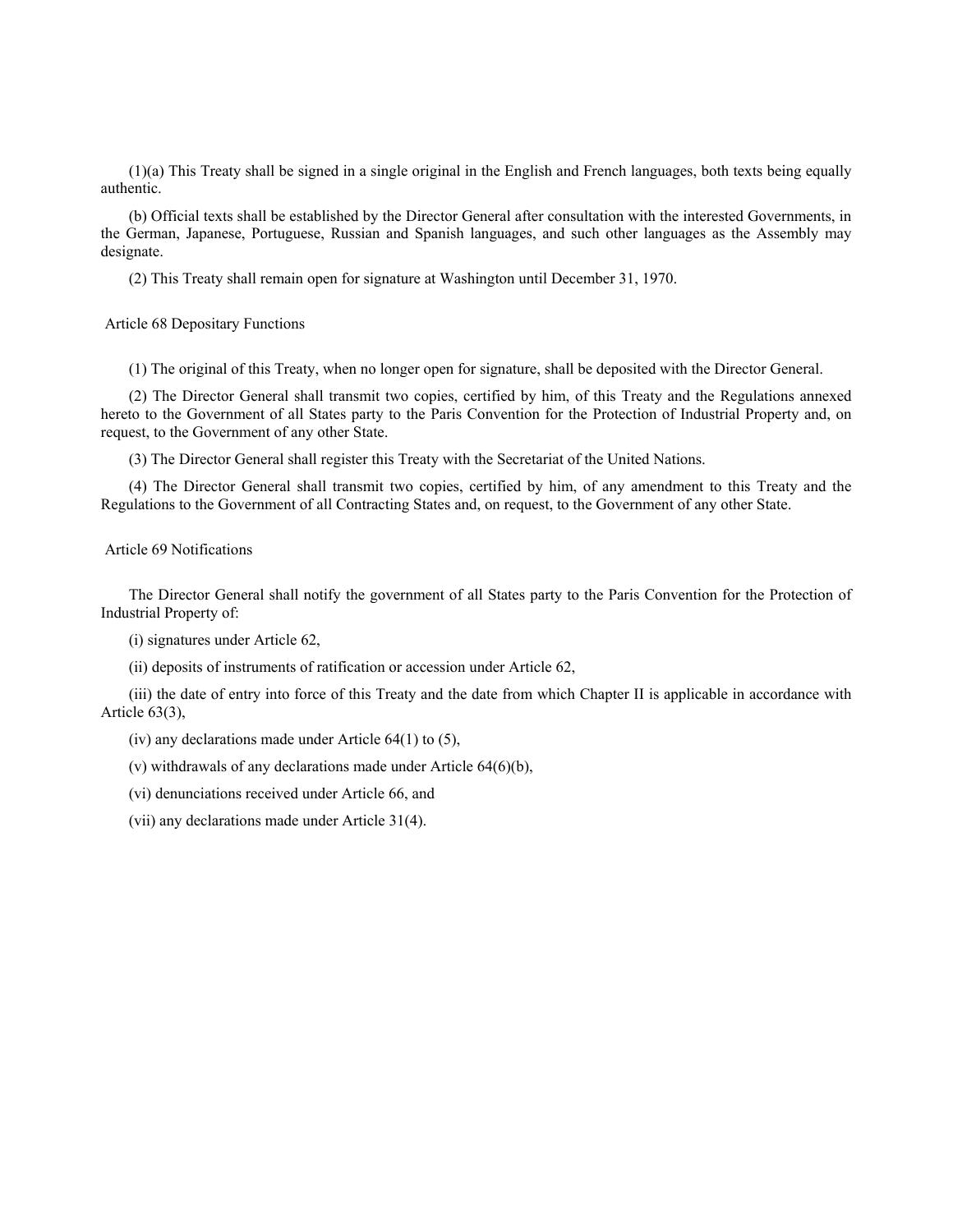(1)(a) This Treaty shall be signed in a single original in the English and French languages, both texts being equally authentic.

(b) Official texts shall be established by the Director General after consultation with the interested Governments, in the German, Japanese, Portuguese, Russian and Spanish languages, and such other languages as the Assembly may designate.

(2) This Treaty shall remain open for signature at Washington until December 31, 1970.

## Article 68 Depositary Functions

(1) The original of this Treaty, when no longer open for signature, shall be deposited with the Director General.

(2) The Director General shall transmit two copies, certified by him, of this Treaty and the Regulations annexed hereto to the Government of all States party to the Paris Convention for the Protection of Industrial Property and, on request, to the Government of any other State.

(3) The Director General shall register this Treaty with the Secretariat of the United Nations.

(4) The Director General shall transmit two copies, certified by him, of any amendment to this Treaty and the Regulations to the Government of all Contracting States and, on request, to the Government of any other State.

## Article 69 Notifications

The Director General shall notify the government of all States party to the Paris Convention for the Protection of Industrial Property of:

(i) signatures under Article 62,

(ii) deposits of instruments of ratification or accession under Article 62,

(iii) the date of entry into force of this Treaty and the date from which Chapter II is applicable in accordance with Article 63(3),

(iv) any declarations made under Article 64(1) to (5),

(v) withdrawals of any declarations made under Article 64(6)(b),

(vi) denunciations received under Article 66, and

(vii) any declarations made under Article 31(4).